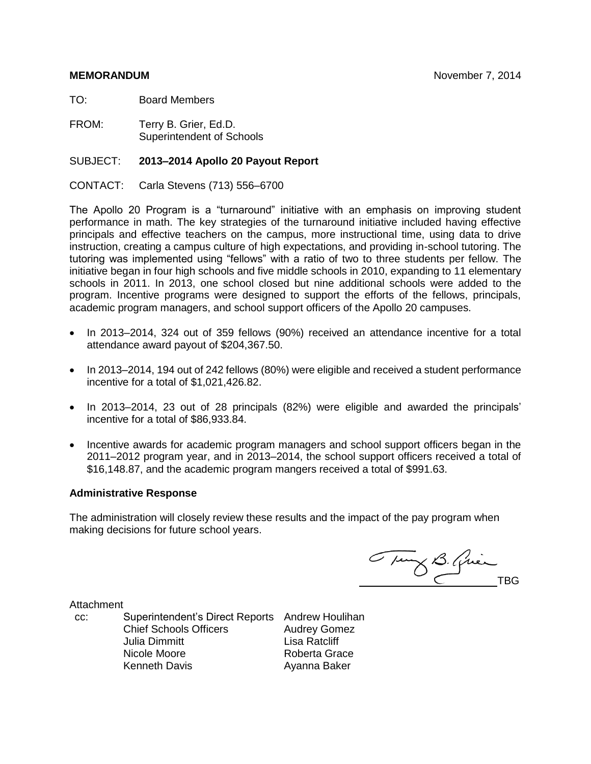**MEMORANDUM** November 7, 2014

TO: Board Members

FROM: Terry B. Grier, Ed.D.
Superintendent of Schools

SUBJECT: **2013–2014 Apollo 20 Payout Report**

CONTACT: Carla Stevens (713) 556–6700

The Apollo 20 Program is a "turnaround" initiative with an emphasis on improving student performance in math. The key strategies of the turnaround initiative included having effective principals and effective teachers on the campus, more instructional time, using data to drive instruction, creating a campus culture of high expectations, and providing in-school tutoring. The tutoring was implemented using "fellows" with a ratio of two to three students per fellow. The initiative began in four high schools and five middle schools in 2010, expanding to 11 elementary schools in 2011. In 2013, one school closed but nine additional schools were added to the program. Incentive programs were designed to support the efforts of the fellows, principals, academic program managers, and school support officers of the Apollo 20 campuses.

- In 2013–2014, 324 out of 359 fellows (90%) received an attendance incentive for a total attendance award payout of $204,367.50.
- In 2013–2014, 194 out of 242 fellows (80%) were eligible and received a student performance incentive for a total of $1,021,426.82.
- In 2013–2014, 23 out of 28 principals (82%) were eligible and awarded the principals' incentive for a total of $86,933.84.
- Incentive awards for academic program managers and school support officers began in the 2011–2012 program year, and in 2013–2014, the school support officers received a total of $16,148.87, and the academic program mangers received a total of $991.63.

**Administrative Response**

The administration will closely review these results and the impact of the pay program when making decisions for future school years.

TBG

Attachment

cc: Superintendent's Direct Reports
Chief Schools Officers
Julia Dimmitt
Nicole Moore
Kenneth Davis
Andrew Houlihan
Audrey Gomez
Lisa Ratcliff
Roberta Grace
Ayanna Baker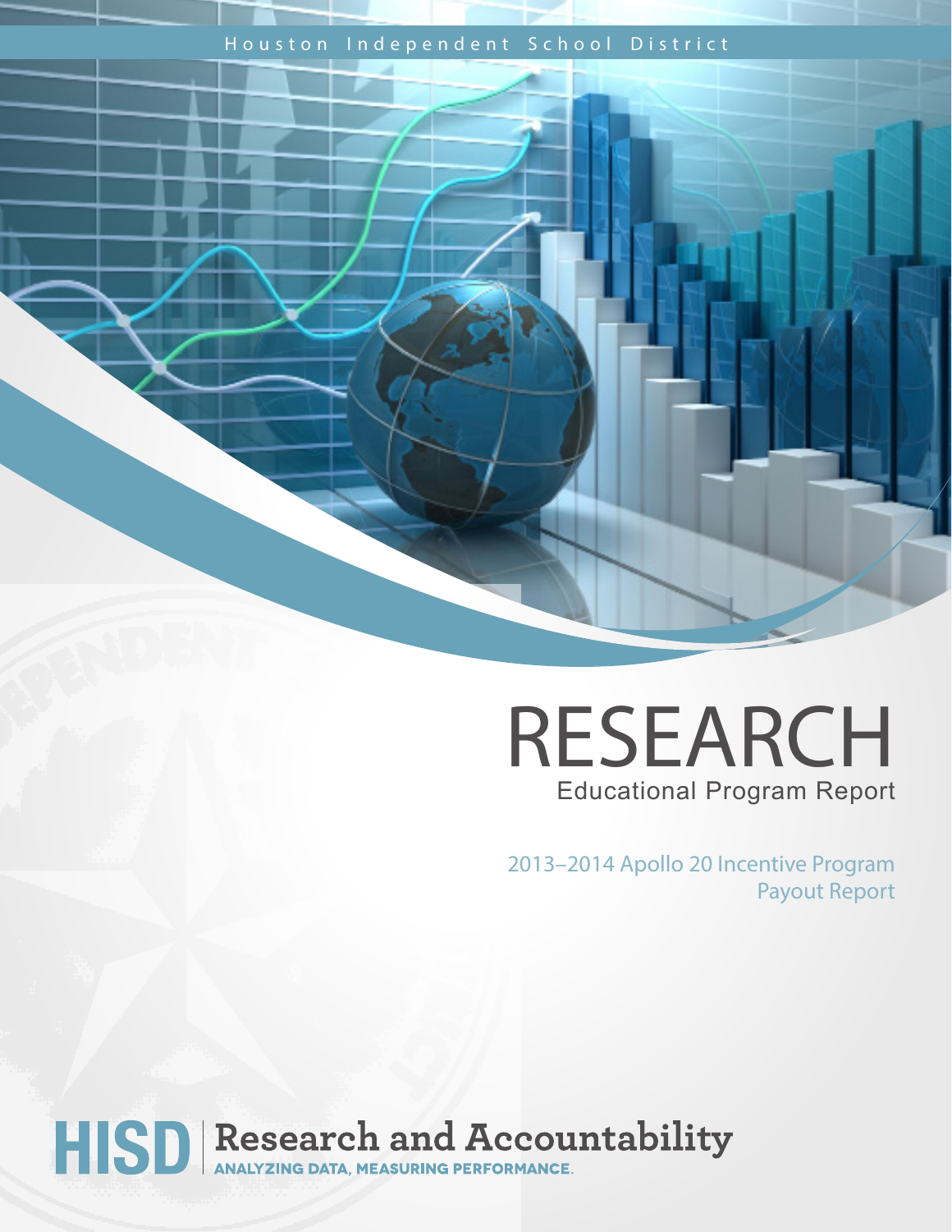Houston Independent School District

# RESEARCH

Educational Program Report

2013–2014 Apollo 20 Incentive Program Payout Report

**HISD** | **Research and Accountability**

ANALYZING DATA, MEASURING PERFORMANCE.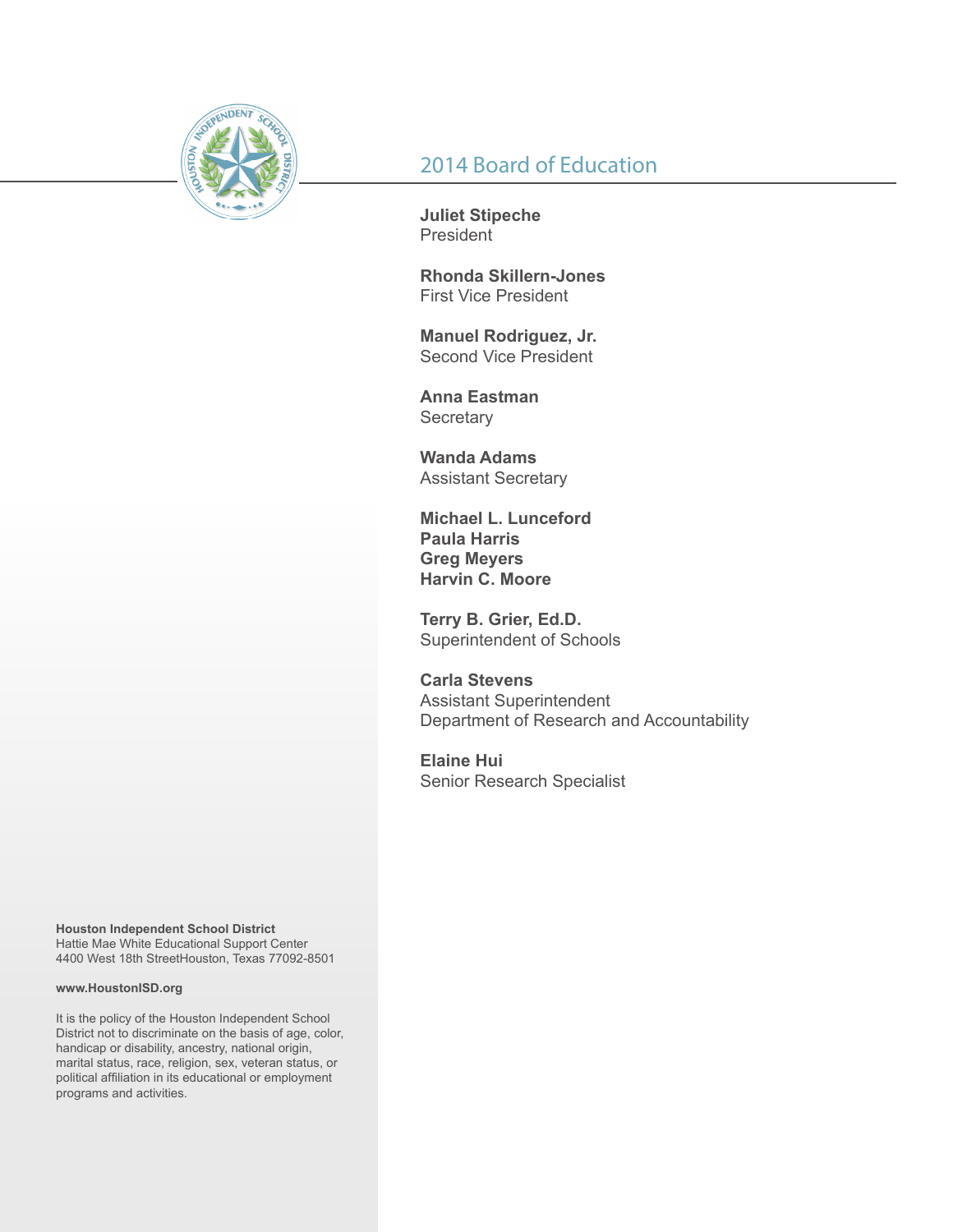## 2014 Board of Education

**Juliet Stipeche**
President

**Rhonda Skillern-Jones**
First Vice President

**Manuel Rodriguez, Jr.**
Second Vice President

**Anna Eastman**
Secretary

**Wanda Adams**
Assistant Secretary

**Michael L. Lunceford**
**Paula Harris**
**Greg Meyers**
**Harvin C. Moore**

**Terry B. Grier, Ed.D.**
Superintendent of Schools

**Carla Stevens**
Assistant Superintendent
Department of Research and Accountability

**Elaine Hui**
Senior Research Specialist

**Houston Independent School District**
Hattie Mae White Educational Support Center
4400 West 18th StreetHouston, Texas 77092-8501

**www.HoustonISD.org**

It is the policy of the Houston Independent School District not to discriminate on the basis of age, color, handicap or disability, ancestry, national origin, marital status, race, religion, sex, veteran status, or political affiliation in its educational or employment programs and activities.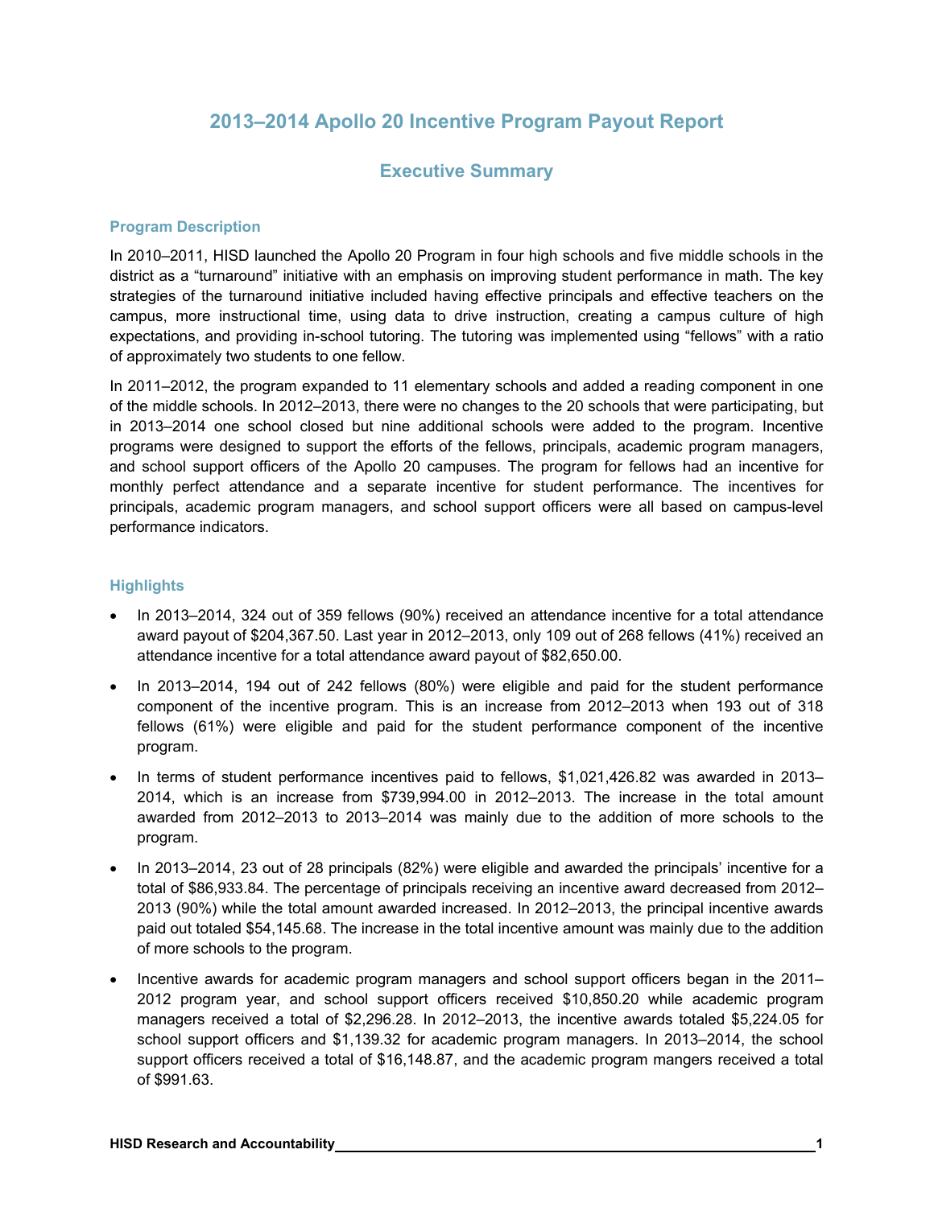# 2013–2014 Apollo 20 Incentive Program Payout Report

## Executive Summary

### Program Description

In 2010–2011, HISD launched the Apollo 20 Program in four high schools and five middle schools in the district as a "turnaround" initiative with an emphasis on improving student performance in math. The key strategies of the turnaround initiative included having effective principals and effective teachers on the campus, more instructional time, using data to drive instruction, creating a campus culture of high expectations, and providing in-school tutoring. The tutoring was implemented using "fellows" with a ratio of approximately two students to one fellow.

In 2011–2012, the program expanded to 11 elementary schools and added a reading component in one of the middle schools. In 2012–2013, there were no changes to the 20 schools that were participating, but in 2013–2014 one school closed but nine additional schools were added to the program. Incentive programs were designed to support the efforts of the fellows, principals, academic program managers, and school support officers of the Apollo 20 campuses. The program for fellows had an incentive for monthly perfect attendance and a separate incentive for student performance. The incentives for principals, academic program managers, and school support officers were all based on campus-level performance indicators.

### Highlights

- In 2013–2014, 324 out of 359 fellows (90%) received an attendance incentive for a total attendance award payout of $204,367.50. Last year in 2012–2013, only 109 out of 268 fellows (41%) received an attendance incentive for a total attendance award payout of $82,650.00.
- In 2013–2014, 194 out of 242 fellows (80%) were eligible and paid for the student performance component of the incentive program. This is an increase from 2012–2013 when 193 out of 318 fellows (61%) were eligible and paid for the student performance component of the incentive program.
- In terms of student performance incentives paid to fellows, $1,021,426.82 was awarded in 2013–2014, which is an increase from $739,994.00 in 2012–2013. The increase in the total amount awarded from 2012–2013 to 2013–2014 was mainly due to the addition of more schools to the program.
- In 2013–2014, 23 out of 28 principals (82%) were eligible and awarded the principals' incentive for a total of $86,933.84. The percentage of principals receiving an incentive award decreased from 2012–2013 (90%) while the total amount awarded increased. In 2012–2013, the principal incentive awards paid out totaled $54,145.68. The increase in the total incentive amount was mainly due to the addition of more schools to the program.
- Incentive awards for academic program managers and school support officers began in the 2011–2012 program year, and school support officers received $10,850.20 while academic program managers received a total of $2,296.28. In 2012–2013, the incentive awards totaled $5,224.05 for school support officers and $1,139.32 for academic program managers. In 2013–2014, the school support officers received a total of $16,148.87, and the academic program mangers received a total of $991.63.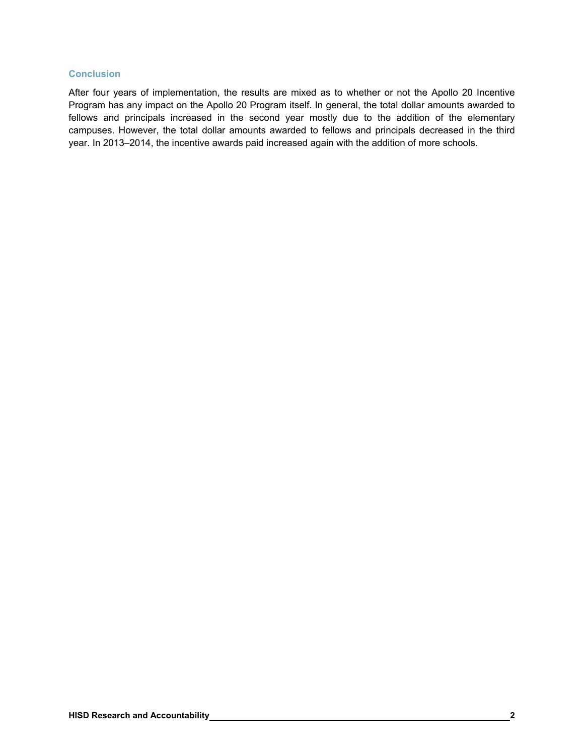## Conclusion

After four years of implementation, the results are mixed as to whether or not the Apollo 20 Incentive Program has any impact on the Apollo 20 Program itself. In general, the total dollar amounts awarded to fellows and principals increased in the second year mostly due to the addition of the elementary campuses. However, the total dollar amounts awarded to fellows and principals decreased in the third year. In 2013–2014, the incentive awards paid increased again with the addition of more schools.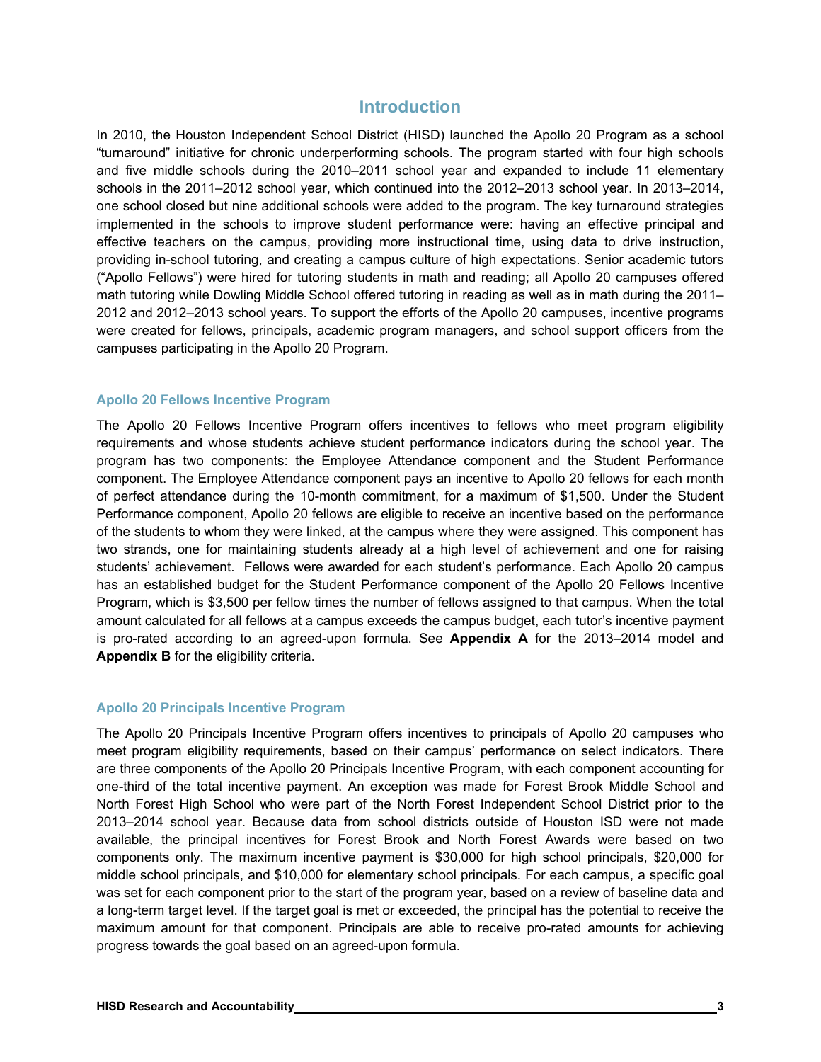## Introduction

In 2010, the Houston Independent School District (HISD) launched the Apollo 20 Program as a school "turnaround" initiative for chronic underperforming schools. The program started with four high schools and five middle schools during the 2010–2011 school year and expanded to include 11 elementary schools in the 2011–2012 school year, which continued into the 2012–2013 school year. In 2013–2014, one school closed but nine additional schools were added to the program. The key turnaround strategies implemented in the schools to improve student performance were: having an effective principal and effective teachers on the campus, providing more instructional time, using data to drive instruction, providing in-school tutoring, and creating a campus culture of high expectations. Senior academic tutors ("Apollo Fellows") were hired for tutoring students in math and reading; all Apollo 20 campuses offered math tutoring while Dowling Middle School offered tutoring in reading as well as in math during the 2011–2012 and 2012–2013 school years. To support the efforts of the Apollo 20 campuses, incentive programs were created for fellows, principals, academic program managers, and school support officers from the campuses participating in the Apollo 20 Program.

### Apollo 20 Fellows Incentive Program

The Apollo 20 Fellows Incentive Program offers incentives to fellows who meet program eligibility requirements and whose students achieve student performance indicators during the school year. The program has two components: the Employee Attendance component and the Student Performance component. The Employee Attendance component pays an incentive to Apollo 20 fellows for each month of perfect attendance during the 10-month commitment, for a maximum of $1,500. Under the Student Performance component, Apollo 20 fellows are eligible to receive an incentive based on the performance of the students to whom they were linked, at the campus where they were assigned. This component has two strands, one for maintaining students already at a high level of achievement and one for raising students' achievement. Fellows were awarded for each student's performance. Each Apollo 20 campus has an established budget for the Student Performance component of the Apollo 20 Fellows Incentive Program, which is $3,500 per fellow times the number of fellows assigned to that campus. When the total amount calculated for all fellows at a campus exceeds the campus budget, each tutor's incentive payment is pro-rated according to an agreed-upon formula. See **Appendix A** for the 2013–2014 model and **Appendix B** for the eligibility criteria.

### Apollo 20 Principals Incentive Program

The Apollo 20 Principals Incentive Program offers incentives to principals of Apollo 20 campuses who meet program eligibility requirements, based on their campus' performance on select indicators. There are three components of the Apollo 20 Principals Incentive Program, with each component accounting for one-third of the total incentive payment. An exception was made for Forest Brook Middle School and North Forest High School who were part of the North Forest Independent School District prior to the 2013–2014 school year. Because data from school districts outside of Houston ISD were not made available, the principal incentives for Forest Brook and North Forest Awards were based on two components only. The maximum incentive payment is $30,000 for high school principals, $20,000 for middle school principals, and $10,000 for elementary school principals. For each campus, a specific goal was set for each component prior to the start of the program year, based on a review of baseline data and a long-term target level. If the target goal is met or exceeded, the principal has the potential to receive the maximum amount for that component. Principals are able to receive pro-rated amounts for achieving progress towards the goal based on an agreed-upon formula.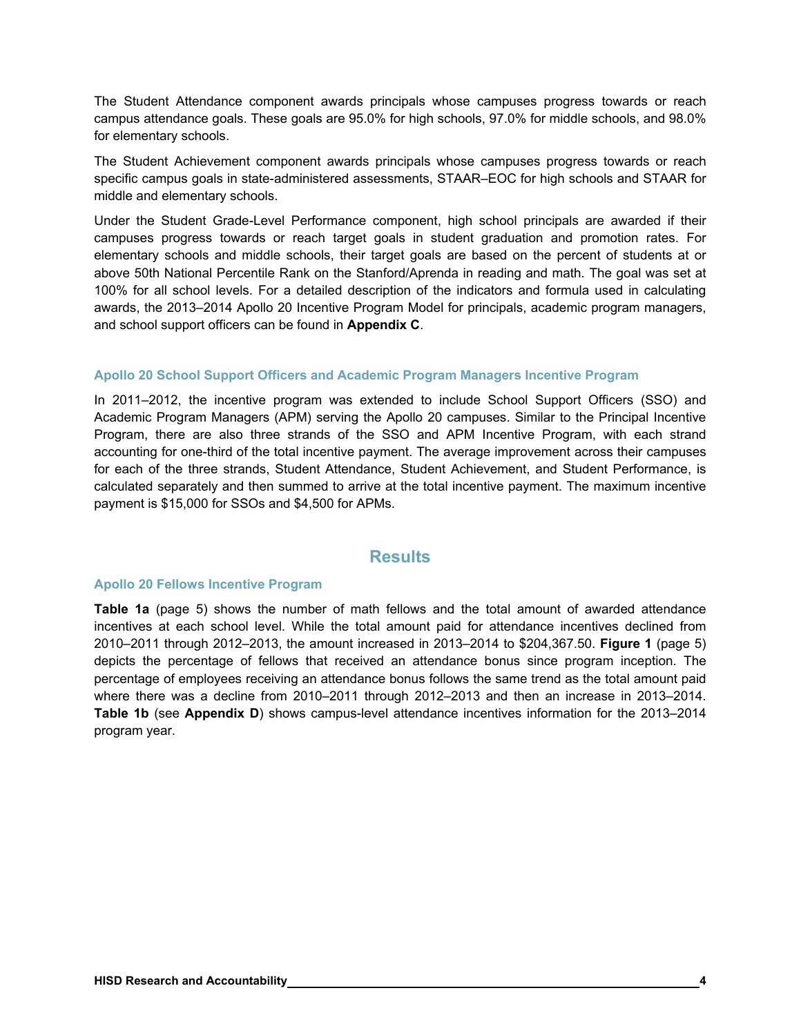The Student Attendance component awards principals whose campuses progress towards or reach campus attendance goals. These goals are 95.0% for high schools, 97.0% for middle schools, and 98.0% for elementary schools.

The Student Achievement component awards principals whose campuses progress towards or reach specific campus goals in state-administered assessments, STAAR–EOC for high schools and STAAR for middle and elementary schools.

Under the Student Grade-Level Performance component, high school principals are awarded if their campuses progress towards or reach target goals in student graduation and promotion rates. For elementary schools and middle schools, their target goals are based on the percent of students at or above 50th National Percentile Rank on the Stanford/Aprenda in reading and math. The goal was set at 100% for all school levels. For a detailed description of the indicators and formula used in calculating awards, the 2013–2014 Apollo 20 Incentive Program Model for principals, academic program managers, and school support officers can be found in **Appendix C**.

### Apollo 20 School Support Officers and Academic Program Managers Incentive Program

In 2011–2012, the incentive program was extended to include School Support Officers (SSO) and Academic Program Managers (APM) serving the Apollo 20 campuses. Similar to the Principal Incentive Program, there are also three strands of the SSO and APM Incentive Program, with each strand accounting for one-third of the total incentive payment. The average improvement across their campuses for each of the three strands, Student Attendance, Student Achievement, and Student Performance, is calculated separately and then summed to arrive at the total incentive payment. The maximum incentive payment is $15,000 for SSOs and $4,500 for APMs.

## Results

### Apollo 20 Fellows Incentive Program

**Table 1a** (page 5) shows the number of math fellows and the total amount of awarded attendance incentives at each school level. While the total amount paid for attendance incentives declined from 2010–2011 through 2012–2013, the amount increased in 2013–2014 to $204,367.50. **Figure 1** (page 5) depicts the percentage of fellows that received an attendance bonus since program inception. The percentage of employees receiving an attendance bonus follows the same trend as the total amount paid where there was a decline from 2010–2011 through 2012–2013 and then an increase in 2013–2014. **Table 1b** (see **Appendix D**) shows campus-level attendance incentives information for the 2013–2014 program year.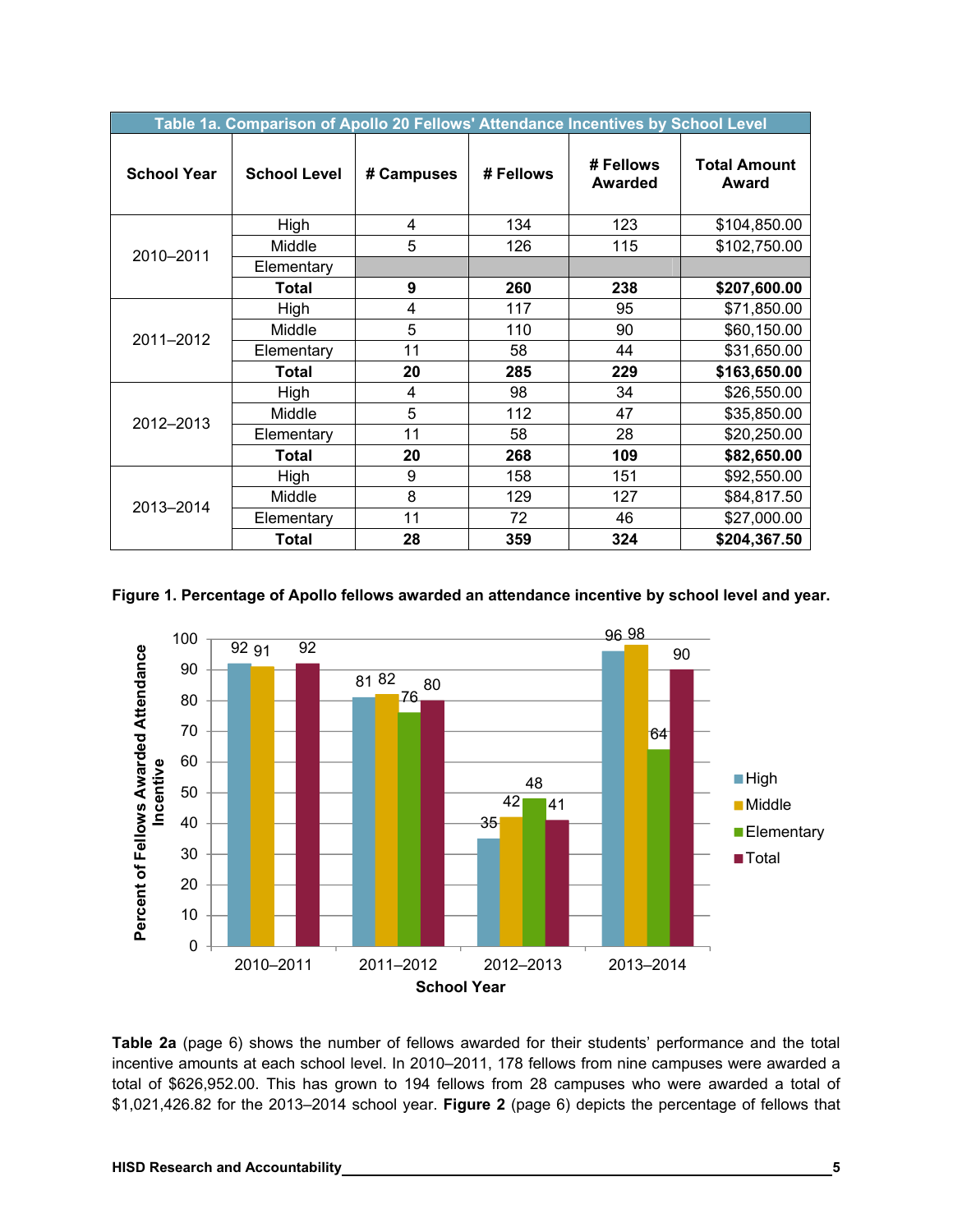**Table 1a. Comparison of Apollo 20 Fellows' Attendance Incentives by School Level**

| School Year | School Level | # Campuses | # Fellows | # Fellows Awarded | Total Amount Award |
|---|---|---|---|---|---|
| 2010–2011 | High | 4 | 134 | 123 | $104,850.00 |
| | Middle | 5 | 126 | 115 | $102,750.00 |
| | Elementary | | | | |
| | **Total** | **9** | **260** | **238** | **$207,600.00** |
| 2011–2012 | High | 4 | 117 | 95 | $71,850.00 |
| | Middle | 5 | 110 | 90 | $60,150.00 |
| | Elementary | 11 | 58 | 44 | $31,650.00 |
| | **Total** | **20** | **285** | **229** | **$163,650.00** |
| 2012–2013 | High | 4 | 98 | 34 | $26,550.00 |
| | Middle | 5 | 112 | 47 | $35,850.00 |
| | Elementary | 11 | 58 | 28 | $20,250.00 |
| | **Total** | **20** | **268** | **109** | **$82,650.00** |
| 2013–2014 | High | 9 | 158 | 151 | $92,550.00 |
| | Middle | 8 | 129 | 127 | $84,817.50 |
| | Elementary | 11 | 72 | 46 | $27,000.00 |
| | **Total** | **28** | **359** | **324** | **$204,367.50** |

**Figure 1. Percentage of Apollo fellows awarded an attendance incentive by school level and year.**

| School Year | High | Middle | Elementary | Total |
|---|---|---|---|---|
| 2010–2011 | 92 | 91 | | 92 |
| 2011–2012 | 81 | 82 | 76 | 80 |
| 2012–2013 | 35 | 42 | 48 | 41 |
| 2013–2014 | 96 | 98 | 64 | 90 |

**Table 2a** (page 6) shows the number of fellows awarded for their students' performance and the total incentive amounts at each school level. In 2010–2011, 178 fellows from nine campuses were awarded a total of $626,952.00. This has grown to 194 fellows from 28 campuses who were awarded a total of $1,021,426.82 for the 2013–2014 school year. **Figure 2** (page 6) depicts the percentage of fellows that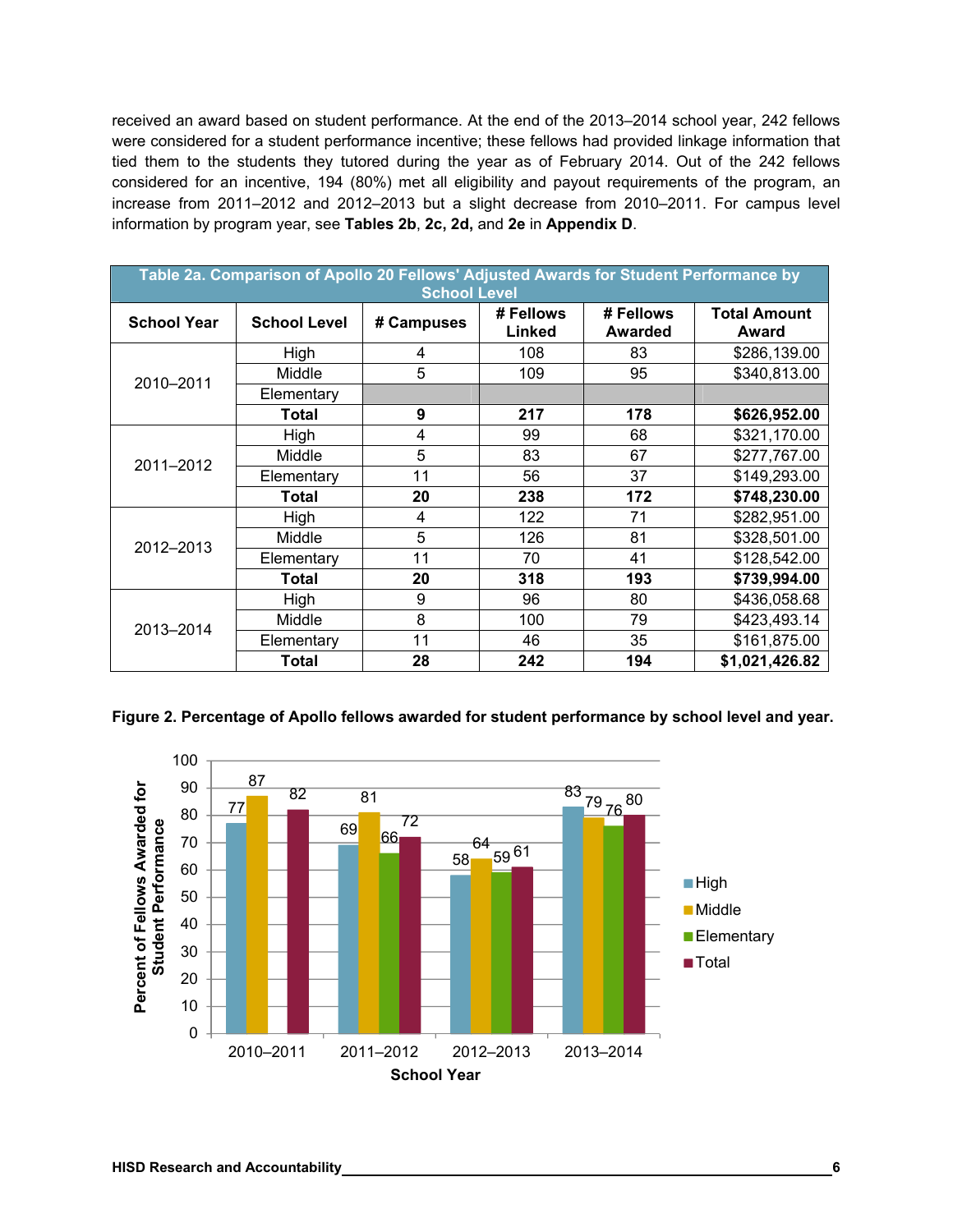received an award based on student performance. At the end of the 2013–2014 school year, 242 fellows were considered for a student performance incentive; these fellows had provided linkage information that tied them to the students they tutored during the year as of February 2014. Out of the 242 fellows considered for an incentive, 194 (80%) met all eligibility and payout requirements of the program, an increase from 2011–2012 and 2012–2013 but a slight decrease from 2010–2011. For campus level information by program year, see **Tables 2b**, **2c, 2d,** and **2e** in **Appendix D**.

**Table 2a. Comparison of Apollo 20 Fellows' Adjusted Awards for Student Performance by School Level**

| School Year | School Level | # Campuses | # Fellows Linked | # Fellows Awarded | Total Amount Award |
|---|---|---|---|---|---|
| 2010–2011 | High | 4 | 108 | 83 | $286,139.00 |
| | Middle | 5 | 109 | 95 | $340,813.00 |
| | Elementary | | | | |
| | **Total** | **9** | **217** | **178** | **$626,952.00** |
| 2011–2012 | High | 4 | 99 | 68 | $321,170.00 |
| | Middle | 5 | 83 | 67 | $277,767.00 |
| | Elementary | 11 | 56 | 37 | $149,293.00 |
| | **Total** | **20** | **238** | **172** | **$748,230.00** |
| 2012–2013 | High | 4 | 122 | 71 | $282,951.00 |
| | Middle | 5 | 126 | 81 | $328,501.00 |
| | Elementary | 11 | 70 | 41 | $128,542.00 |
| | **Total** | **20** | **318** | **193** | **$739,994.00** |
| 2013–2014 | High | 9 | 96 | 80 | $436,058.68 |
| | Middle | 8 | 100 | 79 | $423,493.14 |
| | Elementary | 11 | 46 | 35 | $161,875.00 |
| | **Total** | **28** | **242** | **194** | **$1,021,426.82** |

**Figure 2. Percentage of Apollo fellows awarded for student performance by school level and year.**

| School Year | High | Middle | Elementary | Total |
|---|---|---|---|---|
| 2010–2011 | 77 | 87 | | 82 |
| 2011–2012 | 69 | 81 | 66 | 72 |
| 2012–2013 | 58 | 64 | 59 | 61 |
| 2013–2014 | 83 | 79 | 76 | 80 |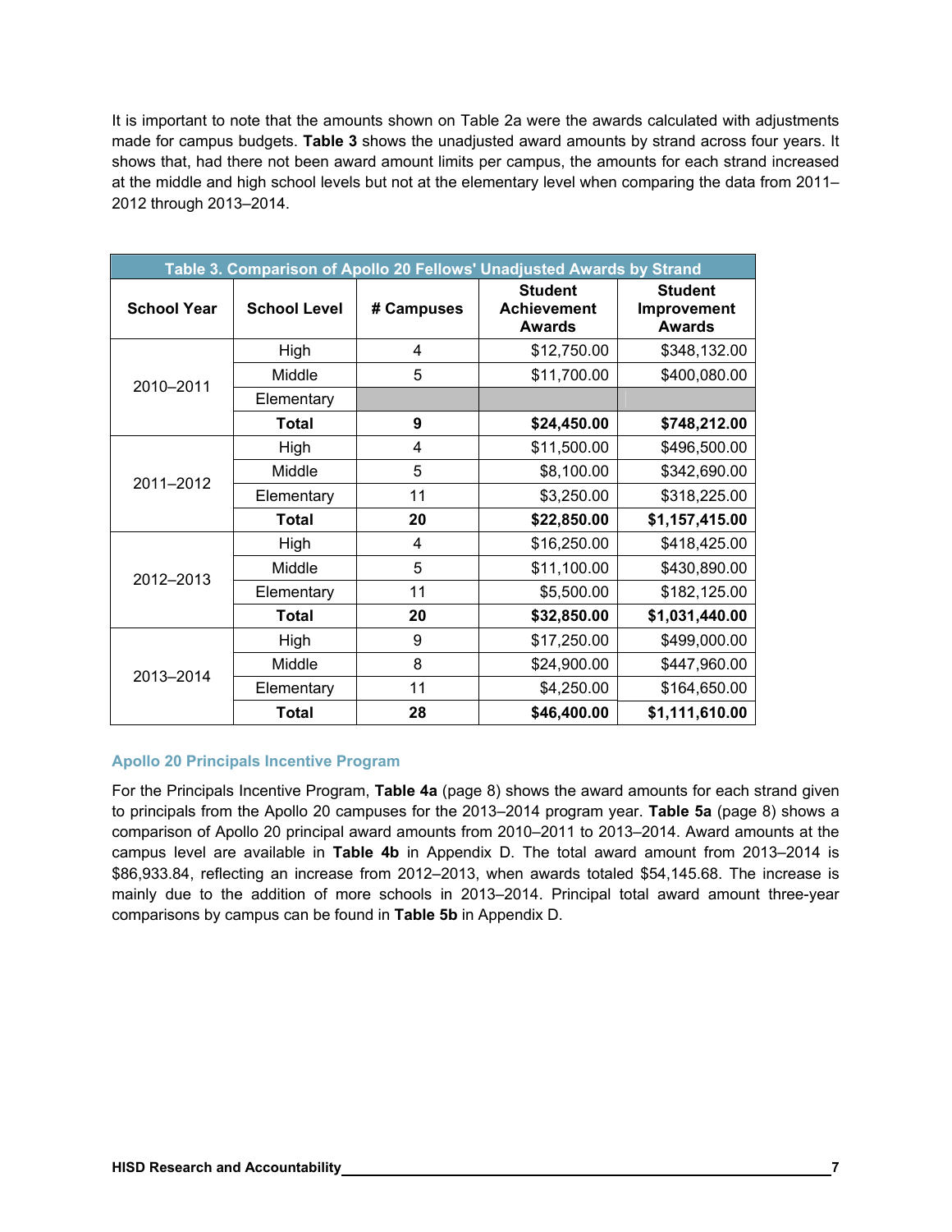It is important to note that the amounts shown on Table 2a were the awards calculated with adjustments made for campus budgets. **Table 3** shows the unadjusted award amounts by strand across four years. It shows that, had there not been award amount limits per campus, the amounts for each strand increased at the middle and high school levels but not at the elementary level when comparing the data from 2011–2012 through 2013–2014.

**Table 3. Comparison of Apollo 20 Fellows' Unadjusted Awards by Strand**

| School Year | School Level | # Campuses | Student Achievement Awards | Student Improvement Awards |
|---|---|---|---|---|
| 2010–2011 | High | 4 | $12,750.00 | $348,132.00 |
| | Middle | 5 | $11,700.00 | $400,080.00 |
| | Elementary | | | |
| | **Total** | **9** | **$24,450.00** | **$748,212.00** |
| 2011–2012 | High | 4 | $11,500.00 | $496,500.00 |
| | Middle | 5 | $8,100.00 | $342,690.00 |
| | Elementary | 11 | $3,250.00 | $318,225.00 |
| | **Total** | **20** | **$22,850.00** | **$1,157,415.00** |
| 2012–2013 | High | 4 | $16,250.00 | $418,425.00 |
| | Middle | 5 | $11,100.00 | $430,890.00 |
| | Elementary | 11 | $5,500.00 | $182,125.00 |
| | **Total** | **20** | **$32,850.00** | **$1,031,440.00** |
| 2013–2014 | High | 9 | $17,250.00 | $499,000.00 |
| | Middle | 8 | $24,900.00 | $447,960.00 |
| | Elementary | 11 | $4,250.00 | $164,650.00 |
| | **Total** | **28** | **$46,400.00** | **$1,111,610.00** |

### Apollo 20 Principals Incentive Program

For the Principals Incentive Program, **Table 4a** (page 8) shows the award amounts for each strand given to principals from the Apollo 20 campuses for the 2013–2014 program year. **Table 5a** (page 8) shows a comparison of Apollo 20 principal award amounts from 2010–2011 to 2013–2014. Award amounts at the campus level are available in **Table 4b** in Appendix D. The total award amount from 2013–2014 is $86,933.84, reflecting an increase from 2012–2013, when awards totaled $54,145.68. The increase is mainly due to the addition of more schools in 2013–2014. Principal total award amount three-year comparisons by campus can be found in **Table 5b** in Appendix D.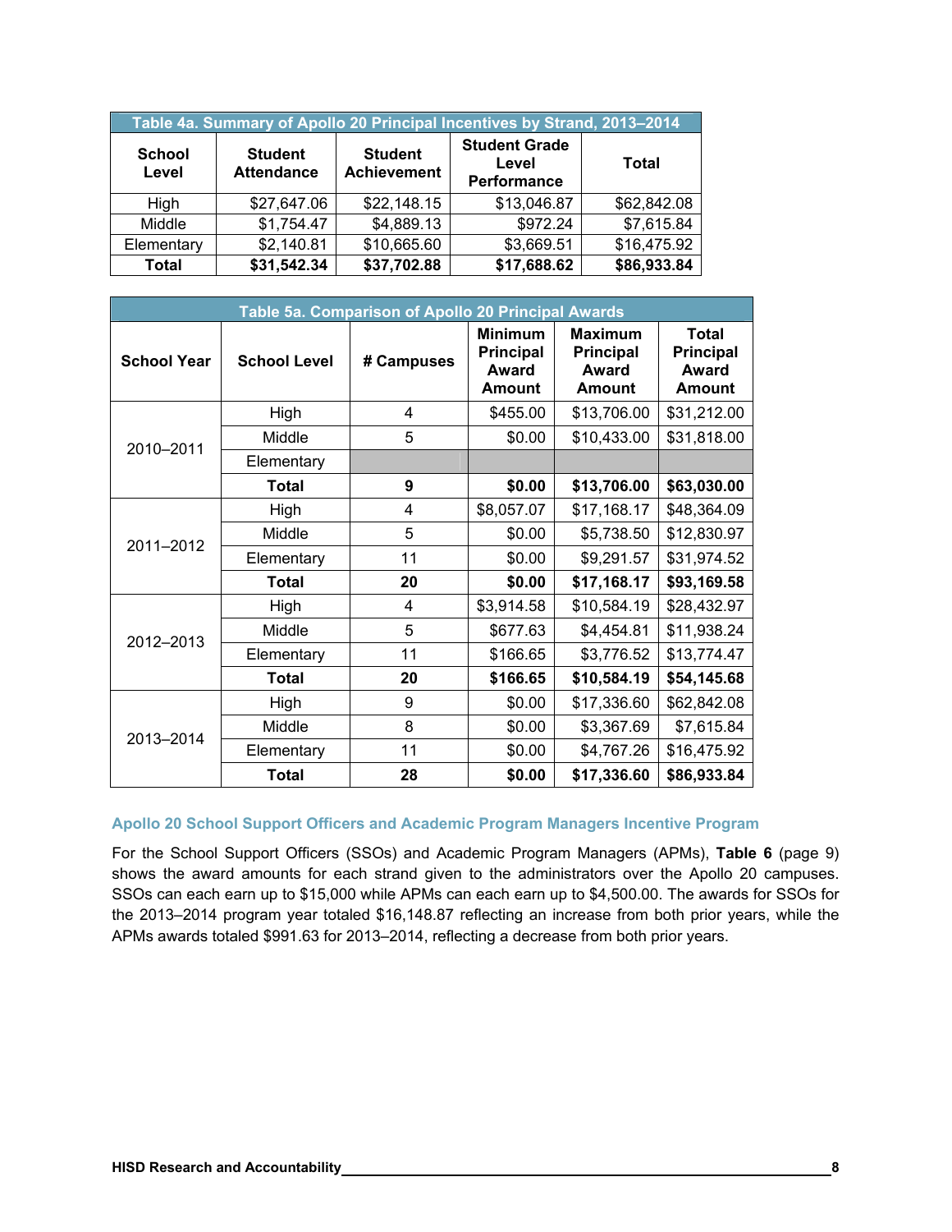| Table 4a. Summary of Apollo 20 Principal Incentives by Strand, 2013–2014 | | | | |
|---|---|---|---|---|
| **School Level** | **Student Attendance** | **Student Achievement** | **Student Grade Level Performance** | **Total** |
| High | $27,647.06 | $22,148.15 | $13,046.87 | $62,842.08 |
| Middle | $1,754.47 | $4,889.13 | $972.24 | $7,615.84 |
| Elementary | $2,140.81 | $10,665.60 | $3,669.51 | $16,475.92 |
| **Total** | **$31,542.34** | **$37,702.88** | **$17,688.62** | **$86,933.84** |

| Table 5a. Comparison of Apollo 20 Principal Awards | | | | | |
|---|---|---|---|---|---|
| **School Year** | **School Level** | **# Campuses** | **Minimum Principal Award Amount** | **Maximum Principal Award Amount** | **Total Principal Award Amount** |
| 2010–2011 | High | 4 | $455.00 | $13,706.00 | $31,212.00 |
| | Middle | 5 | $0.00 | $10,433.00 | $31,818.00 |
| | Elementary | | | | |
| | **Total** | **9** | **$0.00** | **$13,706.00** | **$63,030.00** |
| 2011–2012 | High | 4 | $8,057.07 | $17,168.17 | $48,364.09 |
| | Middle | 5 | $0.00 | $5,738.50 | $12,830.97 |
| | Elementary | 11 | $0.00 | $9,291.57 | $31,974.52 |
| | **Total** | **20** | **$0.00** | **$17,168.17** | **$93,169.58** |
| 2012–2013 | High | 4 | $3,914.58 | $10,584.19 | $28,432.97 |
| | Middle | 5 | $677.63 | $4,454.81 | $11,938.24 |
| | Elementary | 11 | $166.65 | $3,776.52 | $13,774.47 |
| | **Total** | **20** | **$166.65** | **$10,584.19** | **$54,145.68** |
| 2013–2014 | High | 9 | $0.00 | $17,336.60 | $62,842.08 |
| | Middle | 8 | $0.00 | $3,367.69 | $7,615.84 |
| | Elementary | 11 | $0.00 | $4,767.26 | $16,475.92 |
| | **Total** | **28** | **$0.00** | **$17,336.60** | **$86,933.84** |

### Apollo 20 School Support Officers and Academic Program Managers Incentive Program

For the School Support Officers (SSOs) and Academic Program Managers (APMs), **Table 6** (page 9) shows the award amounts for each strand given to the administrators over the Apollo 20 campuses. SSOs can each earn up to $15,000 while APMs can each earn up to $4,500.00. The awards for SSOs for the 2013–2014 program year totaled $16,148.87 reflecting an increase from both prior years, while the APMs awards totaled $991.63 for 2013–2014, reflecting a decrease from both prior years.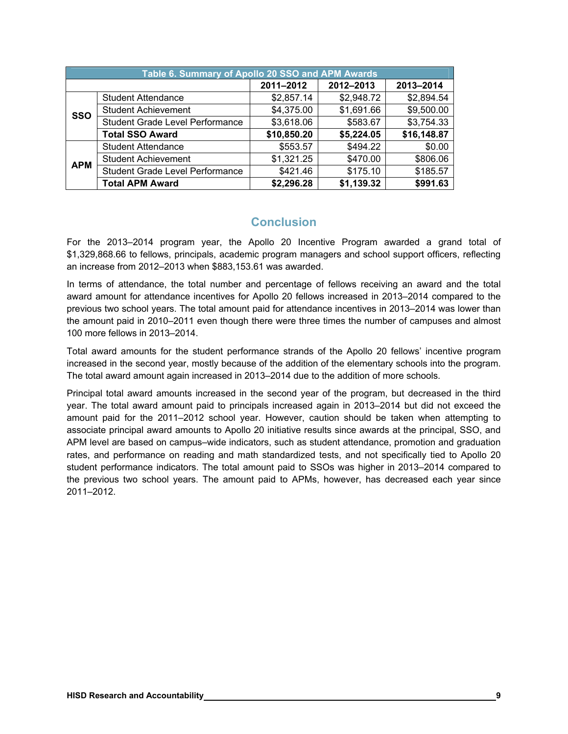| Table 6. Summary of Apollo 20 SSO and APM Awards | | | | |
|---|---|---|---|---|
| | | 2011–2012 | 2012–2013 | 2013–2014 |
| SSO | Student Attendance | $2,857.14 | $2,948.72 | $2,894.54 |
| | Student Achievement | $4,375.00 | $1,691.66 | $9,500.00 |
| | Student Grade Level Performance | $3,618.06 | $583.67 | $3,754.33 |
| | **Total SSO Award** | **$10,850.20** | **$5,224.05** | **$16,148.87** |
| APM | Student Attendance | $553.57 | $494.22 | $0.00 |
| | Student Achievement | $1,321.25 | $470.00 | $806.06 |
| | Student Grade Level Performance | $421.46 | $175.10 | $185.57 |
| | **Total APM Award** | **$2,296.28** | **$1,139.32** | **$991.63** |

## Conclusion

For the 2013–2014 program year, the Apollo 20 Incentive Program awarded a grand total of $1,329,868.66 to fellows, principals, academic program managers and school support officers, reflecting an increase from 2012–2013 when $883,153.61 was awarded.

In terms of attendance, the total number and percentage of fellows receiving an award and the total award amount for attendance incentives for Apollo 20 fellows increased in 2013–2014 compared to the previous two school years. The total amount paid for attendance incentives in 2013–2014 was lower than the amount paid in 2010–2011 even though there were three times the number of campuses and almost 100 more fellows in 2013–2014.

Total award amounts for the student performance strands of the Apollo 20 fellows' incentive program increased in the second year, mostly because of the addition of the elementary schools into the program. The total award amount again increased in 2013–2014 due to the addition of more schools.

Principal total award amounts increased in the second year of the program, but decreased in the third year. The total award amount paid to principals increased again in 2013–2014 but did not exceed the amount paid for the 2011–2012 school year. However, caution should be taken when attempting to associate principal award amounts to Apollo 20 initiative results since awards at the principal, SSO, and APM level are based on campus–wide indicators, such as student attendance, promotion and graduation rates, and performance on reading and math standardized tests, and not specifically tied to Apollo 20 student performance indicators. The total amount paid to SSOs was higher in 2013–2014 compared to the previous two school years. The amount paid to APMs, however, has decreased each year since 2011–2012.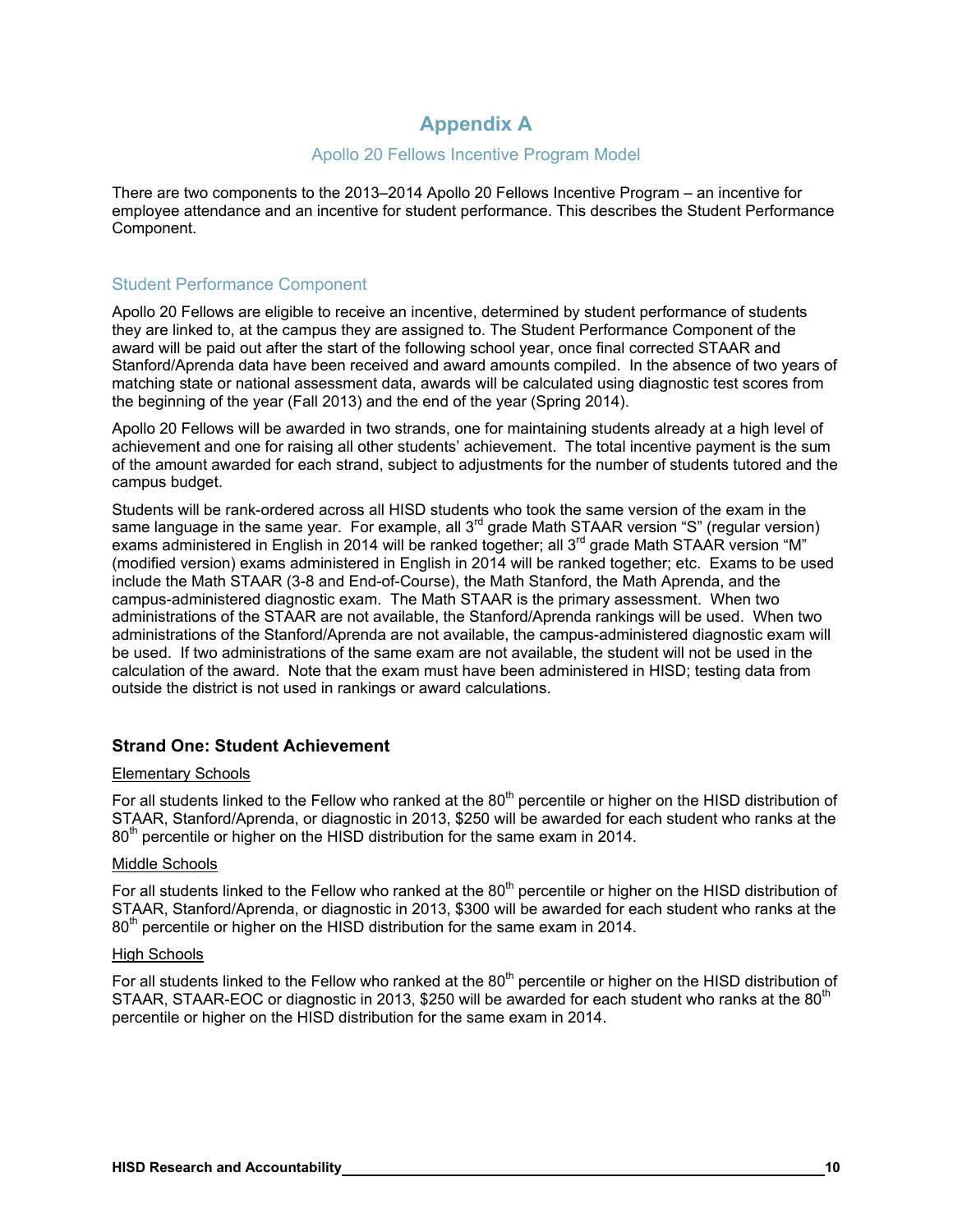# Appendix A

## Apollo 20 Fellows Incentive Program Model

There are two components to the 2013–2014 Apollo 20 Fellows Incentive Program – an incentive for employee attendance and an incentive for student performance. This describes the Student Performance Component.

## Student Performance Component

Apollo 20 Fellows are eligible to receive an incentive, determined by student performance of students they are linked to, at the campus they are assigned to. The Student Performance Component of the award will be paid out after the start of the following school year, once final corrected STAAR and Stanford/Aprenda data have been received and award amounts compiled. In the absence of two years of matching state or national assessment data, awards will be calculated using diagnostic test scores from the beginning of the year (Fall 2013) and the end of the year (Spring 2014).

Apollo 20 Fellows will be awarded in two strands, one for maintaining students already at a high level of achievement and one for raising all other students' achievement. The total incentive payment is the sum of the amount awarded for each strand, subject to adjustments for the number of students tutored and the campus budget.

Students will be rank-ordered across all HISD students who took the same version of the exam in the same language in the same year. For example, all 3rd grade Math STAAR version "S" (regular version) exams administered in English in 2014 will be ranked together; all 3rd grade Math STAAR version "M" (modified version) exams administered in English in 2014 will be ranked together; etc. Exams to be used include the Math STAAR (3-8 and End-of-Course), the Math Stanford, the Math Aprenda, and the campus-administered diagnostic exam. The Math STAAR is the primary assessment. When two administrations of the STAAR are not available, the Stanford/Aprenda rankings will be used. When two administrations of the Stanford/Aprenda are not available, the campus-administered diagnostic exam will be used. If two administrations of the same exam are not available, the student will not be used in the calculation of the award. Note that the exam must have been administered in HISD; testing data from outside the district is not used in rankings or award calculations.

### Strand One: Student Achievement

<u>Elementary Schools</u>

For all students linked to the Fellow who ranked at the 80th percentile or higher on the HISD distribution of STAAR, Stanford/Aprenda, or diagnostic in 2013, $250 will be awarded for each student who ranks at the 80th percentile or higher on the HISD distribution for the same exam in 2014.

<u>Middle Schools</u>

For all students linked to the Fellow who ranked at the 80th percentile or higher on the HISD distribution of STAAR, Stanford/Aprenda, or diagnostic in 2013, $300 will be awarded for each student who ranks at the 80th percentile or higher on the HISD distribution for the same exam in 2014.

<u>High Schools</u>

For all students linked to the Fellow who ranked at the 80th percentile or higher on the HISD distribution of STAAR, STAAR-EOC or diagnostic in 2013, $250 will be awarded for each student who ranks at the 80th percentile or higher on the HISD distribution for the same exam in 2014.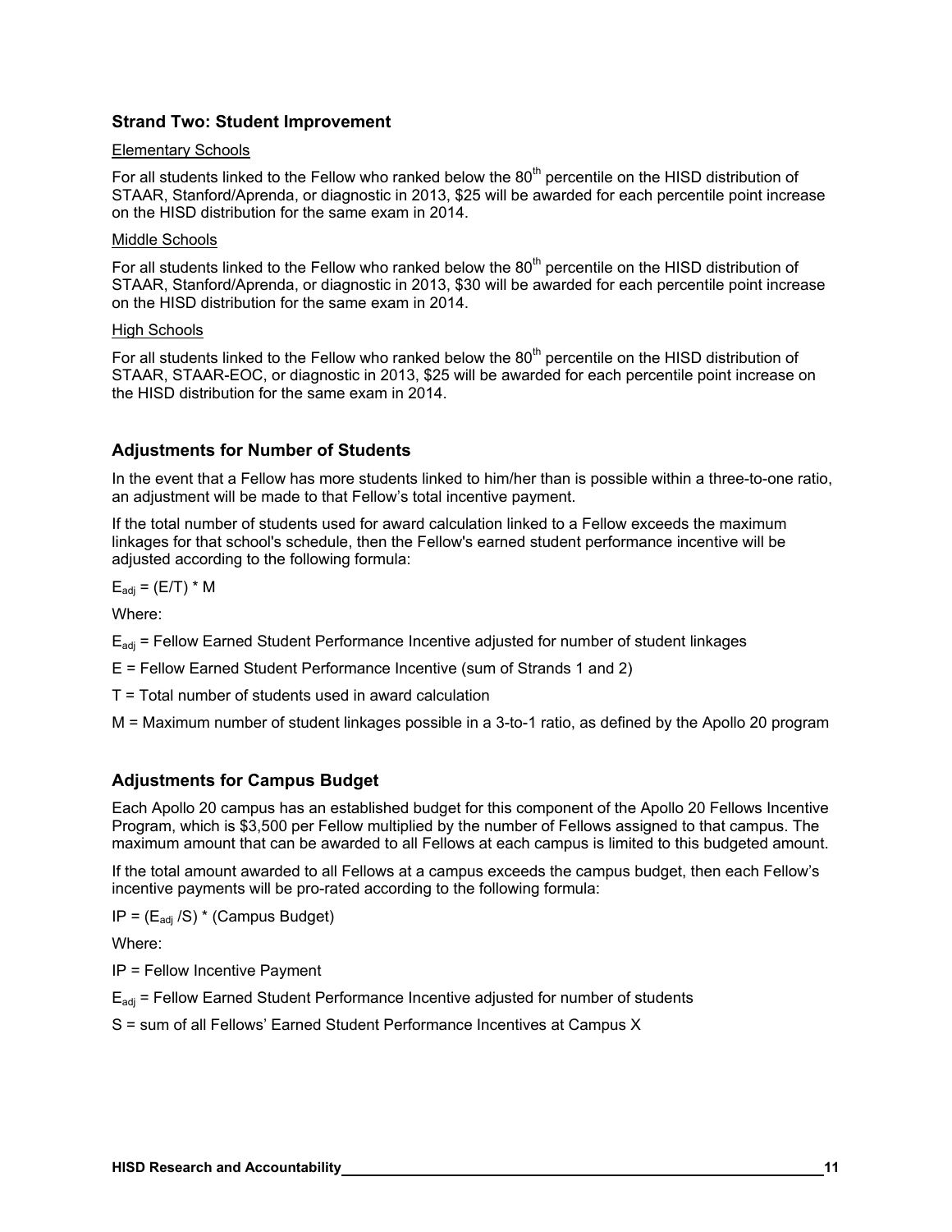### Strand Two: Student Improvement

Elementary Schools

For all students linked to the Fellow who ranked below the $80^{th}$ percentile on the HISD distribution of STAAR, Stanford/Aprenda, or diagnostic in 2013, $25 will be awarded for each percentile point increase on the HISD distribution for the same exam in 2014.

Middle Schools

For all students linked to the Fellow who ranked below the $80^{th}$ percentile on the HISD distribution of STAAR, Stanford/Aprenda, or diagnostic in 2013, $30 will be awarded for each percentile point increase on the HISD distribution for the same exam in 2014.

High Schools

For all students linked to the Fellow who ranked below the $80^{th}$ percentile on the HISD distribution of STAAR, STAAR-EOC, or diagnostic in 2013, $25 will be awarded for each percentile point increase on the HISD distribution for the same exam in 2014.

### Adjustments for Number of Students

In the event that a Fellow has more students linked to him/her than is possible within a three-to-one ratio, an adjustment will be made to that Fellow's total incentive payment.

If the total number of students used for award calculation linked to a Fellow exceeds the maximum linkages for that school's schedule, then the Fellow's earned student performance incentive will be adjusted according to the following formula:

$E_{adj} = (E/T) * M$

Where:

$E_{adj}$ = Fellow Earned Student Performance Incentive adjusted for number of student linkages

E = Fellow Earned Student Performance Incentive (sum of Strands 1 and 2)

T = Total number of students used in award calculation

M = Maximum number of student linkages possible in a 3-to-1 ratio, as defined by the Apollo 20 program

### Adjustments for Campus Budget

Each Apollo 20 campus has an established budget for this component of the Apollo 20 Fellows Incentive Program, which is $3,500 per Fellow multiplied by the number of Fellows assigned to that campus. The maximum amount that can be awarded to all Fellows at each campus is limited to this budgeted amount.

If the total amount awarded to all Fellows at a campus exceeds the campus budget, then each Fellow's incentive payments will be pro-rated according to the following formula:

$IP = (E_{adj} / S) * \text{(Campus Budget)}$

Where:

IP = Fellow Incentive Payment

$E_{adj}$ = Fellow Earned Student Performance Incentive adjusted for number of students

S = sum of all Fellows' Earned Student Performance Incentives at Campus X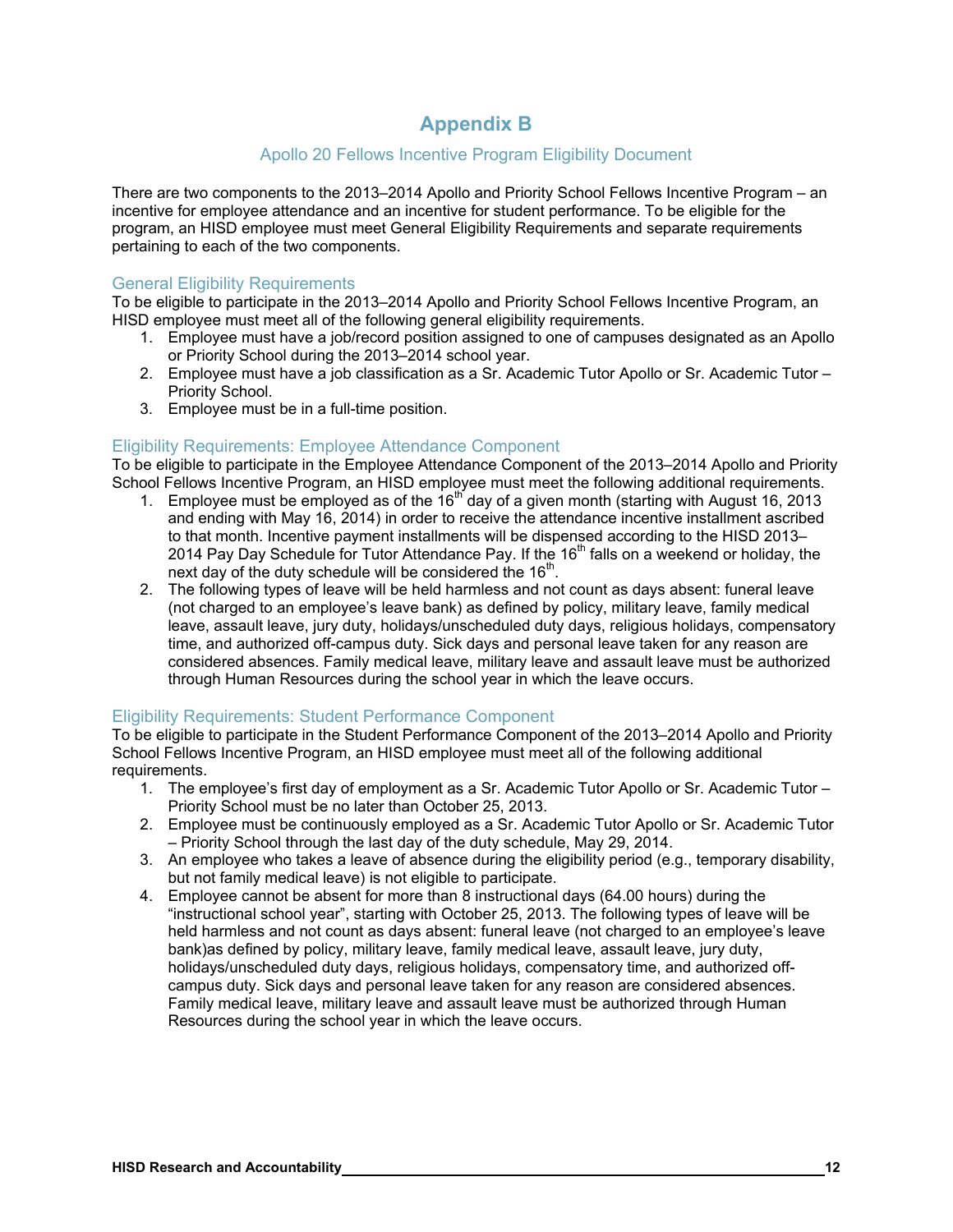# Appendix B

## Apollo 20 Fellows Incentive Program Eligibility Document

There are two components to the 2013–2014 Apollo and Priority School Fellows Incentive Program – an incentive for employee attendance and an incentive for student performance. To be eligible for the program, an HISD employee must meet General Eligibility Requirements and separate requirements pertaining to each of the two components.

### General Eligibility Requirements

To be eligible to participate in the 2013–2014 Apollo and Priority School Fellows Incentive Program, an HISD employee must meet all of the following general eligibility requirements.

1. Employee must have a job/record position assigned to one of campuses designated as an Apollo or Priority School during the 2013–2014 school year.
2. Employee must have a job classification as a Sr. Academic Tutor Apollo or Sr. Academic Tutor – Priority School.
3. Employee must be in a full-time position.

### Eligibility Requirements: Employee Attendance Component

To be eligible to participate in the Employee Attendance Component of the 2013–2014 Apollo and Priority School Fellows Incentive Program, an HISD employee must meet the following additional requirements.

1. Employee must be employed as of the 16th day of a given month (starting with August 16, 2013 and ending with May 16, 2014) in order to receive the attendance incentive installment ascribed to that month. Incentive payment installments will be dispensed according to the HISD 2013–2014 Pay Day Schedule for Tutor Attendance Pay. If the 16th falls on a weekend or holiday, the next day of the duty schedule will be considered the 16th.
2. The following types of leave will be held harmless and not count as days absent: funeral leave (not charged to an employee's leave bank) as defined by policy, military leave, family medical leave, assault leave, jury duty, holidays/unscheduled duty days, religious holidays, compensatory time, and authorized off-campus duty. Sick days and personal leave taken for any reason are considered absences. Family medical leave, military leave and assault leave must be authorized through Human Resources during the school year in which the leave occurs.

### Eligibility Requirements: Student Performance Component

To be eligible to participate in the Student Performance Component of the 2013–2014 Apollo and Priority School Fellows Incentive Program, an HISD employee must meet all of the following additional requirements.

1. The employee's first day of employment as a Sr. Academic Tutor Apollo or Sr. Academic Tutor – Priority School must be no later than October 25, 2013.
2. Employee must be continuously employed as a Sr. Academic Tutor Apollo or Sr. Academic Tutor – Priority School through the last day of the duty schedule, May 29, 2014.
3. An employee who takes a leave of absence during the eligibility period (e.g., temporary disability, but not family medical leave) is not eligible to participate.
4. Employee cannot be absent for more than 8 instructional days (64.00 hours) during the "instructional school year", starting with October 25, 2013. The following types of leave will be held harmless and not count as days absent: funeral leave (not charged to an employee's leave bank)as defined by policy, military leave, family medical leave, assault leave, jury duty, holidays/unscheduled duty days, religious holidays, compensatory time, and authorized off-campus duty. Sick days and personal leave taken for any reason are considered absences. Family medical leave, military leave and assault leave must be authorized through Human Resources during the school year in which the leave occurs.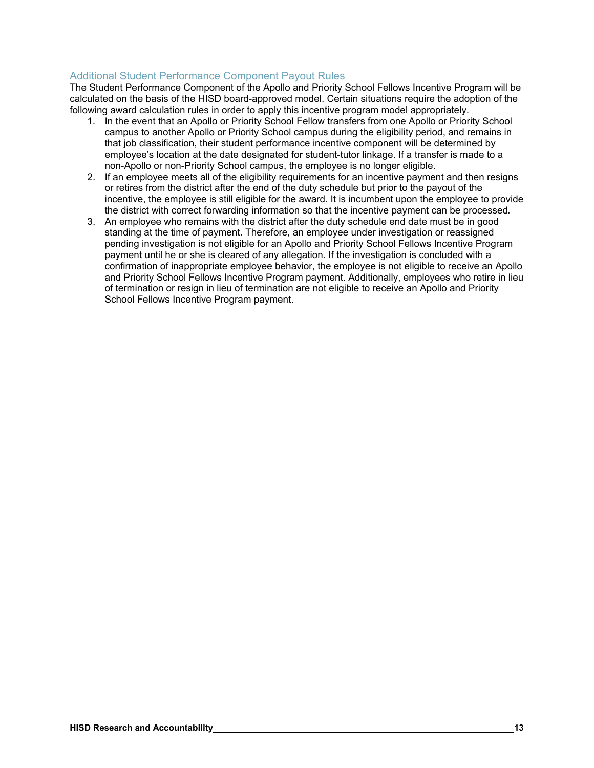## Additional Student Performance Component Payout Rules

The Student Performance Component of the Apollo and Priority School Fellows Incentive Program will be calculated on the basis of the HISD board-approved model. Certain situations require the adoption of the following award calculation rules in order to apply this incentive program model appropriately.

1. In the event that an Apollo or Priority School Fellow transfers from one Apollo or Priority School campus to another Apollo or Priority School campus during the eligibility period, and remains in that job classification, their student performance incentive component will be determined by employee's location at the date designated for student-tutor linkage. If a transfer is made to a non-Apollo or non-Priority School campus, the employee is no longer eligible.
2. If an employee meets all of the eligibility requirements for an incentive payment and then resigns or retires from the district after the end of the duty schedule but prior to the payout of the incentive, the employee is still eligible for the award. It is incumbent upon the employee to provide the district with correct forwarding information so that the incentive payment can be processed.
3. An employee who remains with the district after the duty schedule end date must be in good standing at the time of payment. Therefore, an employee under investigation or reassigned pending investigation is not eligible for an Apollo and Priority School Fellows Incentive Program payment until he or she is cleared of any allegation. If the investigation is concluded with a confirmation of inappropriate employee behavior, the employee is not eligible to receive an Apollo and Priority School Fellows Incentive Program payment. Additionally, employees who retire in lieu of termination or resign in lieu of termination are not eligible to receive an Apollo and Priority School Fellows Incentive Program payment.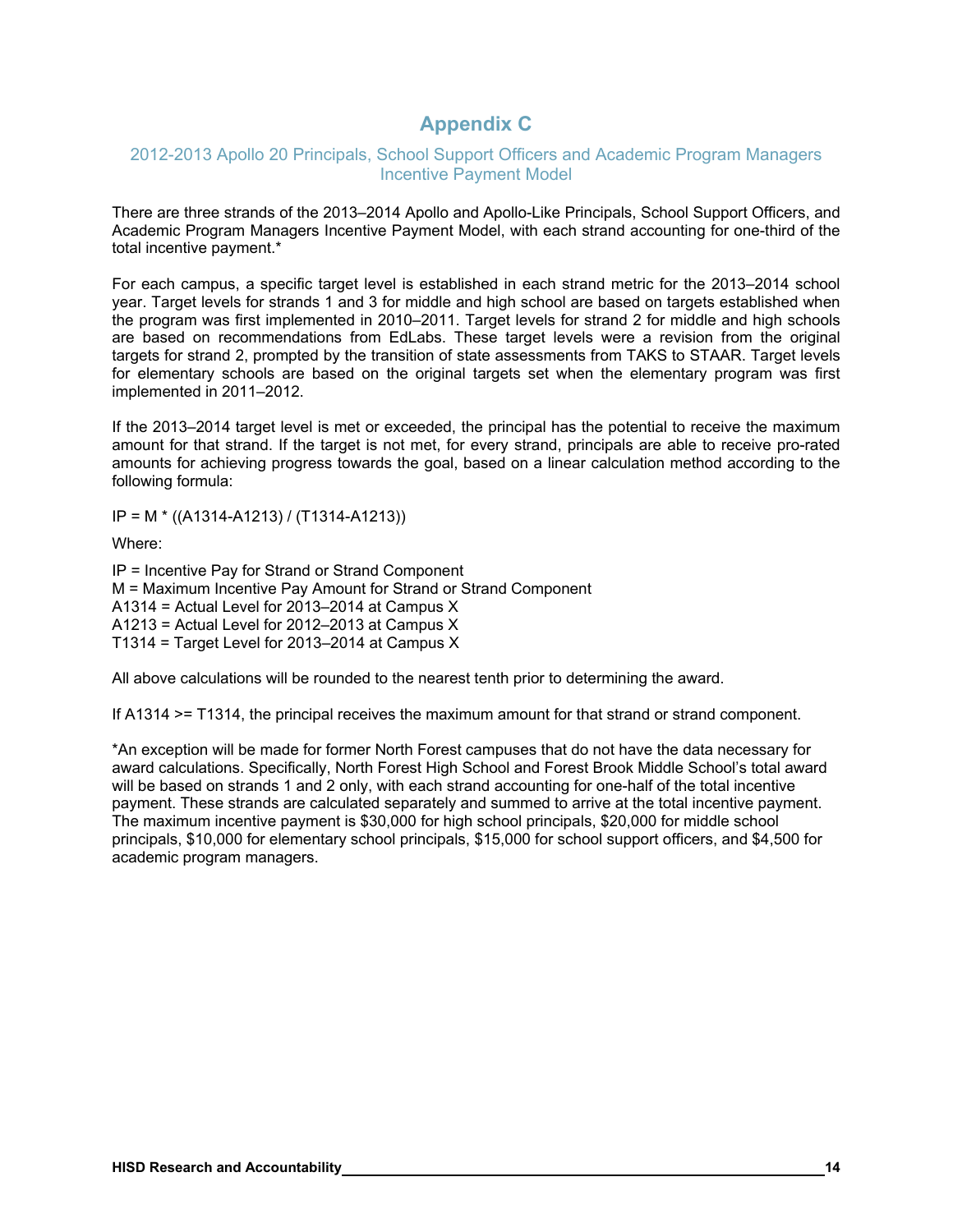# Appendix C

## 2012-2013 Apollo 20 Principals, School Support Officers and Academic Program Managers Incentive Payment Model

There are three strands of the 2013–2014 Apollo and Apollo-Like Principals, School Support Officers, and Academic Program Managers Incentive Payment Model, with each strand accounting for one-third of the total incentive payment.*

For each campus, a specific target level is established in each strand metric for the 2013–2014 school year. Target levels for strands 1 and 3 for middle and high school are based on targets established when the program was first implemented in 2010–2011. Target levels for strand 2 for middle and high schools are based on recommendations from EdLabs. These target levels were a revision from the original targets for strand 2, prompted by the transition of state assessments from TAKS to STAAR. Target levels for elementary schools are based on the original targets set when the elementary program was first implemented in 2011–2012.

If the 2013–2014 target level is met or exceeded, the principal has the potential to receive the maximum amount for that strand. If the target is not met, for every strand, principals are able to receive pro-rated amounts for achieving progress towards the goal, based on a linear calculation method according to the following formula:

IP = M * ((A1314-A1213) / (T1314-A1213))

Where:

IP = Incentive Pay for Strand or Strand Component
M = Maximum Incentive Pay Amount for Strand or Strand Component
A1314 = Actual Level for 2013–2014 at Campus X
A1213 = Actual Level for 2012–2013 at Campus X
T1314 = Target Level for 2013–2014 at Campus X

All above calculations will be rounded to the nearest tenth prior to determining the award.

If A1314 >= T1314, the principal receives the maximum amount for that strand or strand component.

*An exception will be made for former North Forest campuses that do not have the data necessary for award calculations. Specifically, North Forest High School and Forest Brook Middle School's total award will be based on strands 1 and 2 only, with each strand accounting for one-half of the total incentive payment. These strands are calculated separately and summed to arrive at the total incentive payment. The maximum incentive payment is $30,000 for high school principals, $20,000 for middle school principals, $10,000 for elementary school principals, $15,000 for school support officers, and $4,500 for academic program managers.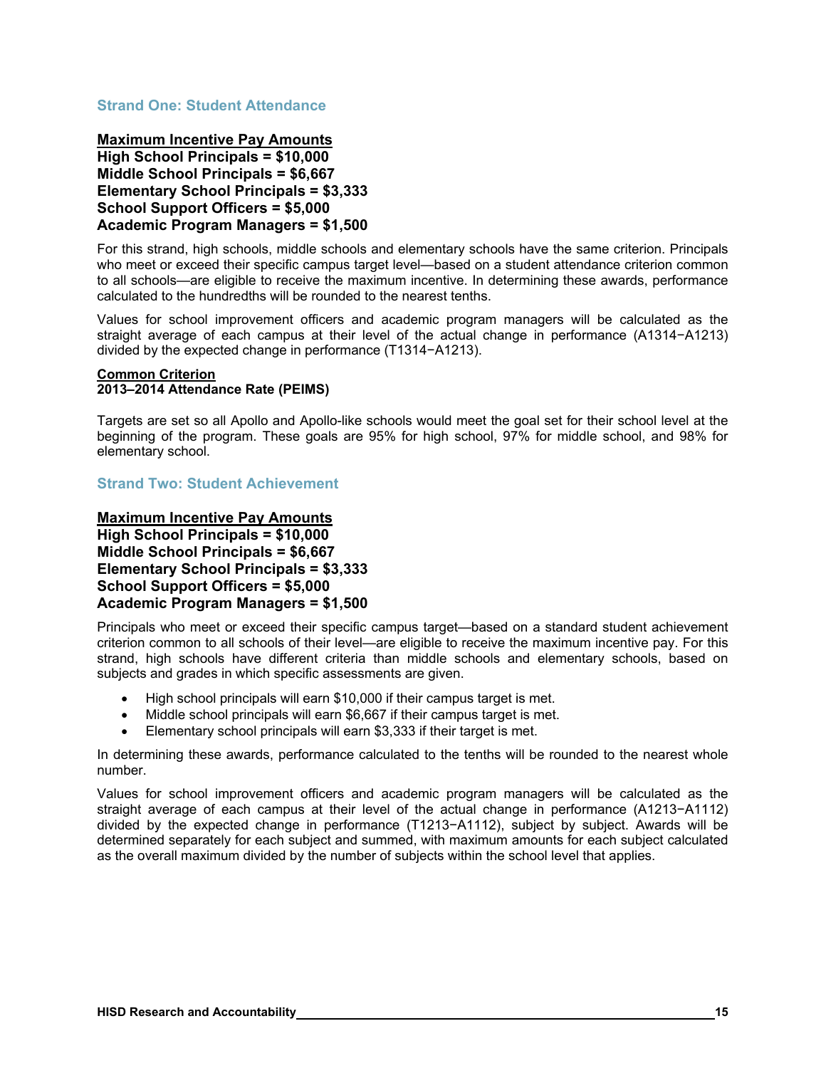### Strand One: Student Attendance

**Maximum Incentive Pay Amounts**
**High School Principals = $10,000**
**Middle School Principals = $6,667**
**Elementary School Principals = $3,333**
**School Support Officers = $5,000**
**Academic Program Managers = $1,500**

For this strand, high schools, middle schools and elementary schools have the same criterion. Principals who meet or exceed their specific campus target level—based on a student attendance criterion common to all schools—are eligible to receive the maximum incentive. In determining these awards, performance calculated to the hundredths will be rounded to the nearest tenths.

Values for school improvement officers and academic program managers will be calculated as the straight average of each campus at their level of the actual change in performance (A1314−A1213) divided by the expected change in performance (T1314−A1213).

**Common Criterion**
**2013–2014 Attendance Rate (PEIMS)**

Targets are set so all Apollo and Apollo-like schools would meet the goal set for their school level at the beginning of the program. These goals are 95% for high school, 97% for middle school, and 98% for elementary school.

### Strand Two: Student Achievement

**Maximum Incentive Pay Amounts**
**High School Principals = $10,000**
**Middle School Principals = $6,667**
**Elementary School Principals = $3,333**
**School Support Officers = $5,000**
**Academic Program Managers = $1,500**

Principals who meet or exceed their specific campus target—based on a standard student achievement criterion common to all schools of their level—are eligible to receive the maximum incentive pay. For this strand, high schools have different criteria than middle schools and elementary schools, based on subjects and grades in which specific assessments are given.

- High school principals will earn $10,000 if their campus target is met.
- Middle school principals will earn $6,667 if their campus target is met.
- Elementary school principals will earn $3,333 if their target is met.

In determining these awards, performance calculated to the tenths will be rounded to the nearest whole number.

Values for school improvement officers and academic program managers will be calculated as the straight average of each campus at their level of the actual change in performance (A1213−A1112) divided by the expected change in performance (T1213−A1112), subject by subject. Awards will be determined separately for each subject and summed, with maximum amounts for each subject calculated as the overall maximum divided by the number of subjects within the school level that applies.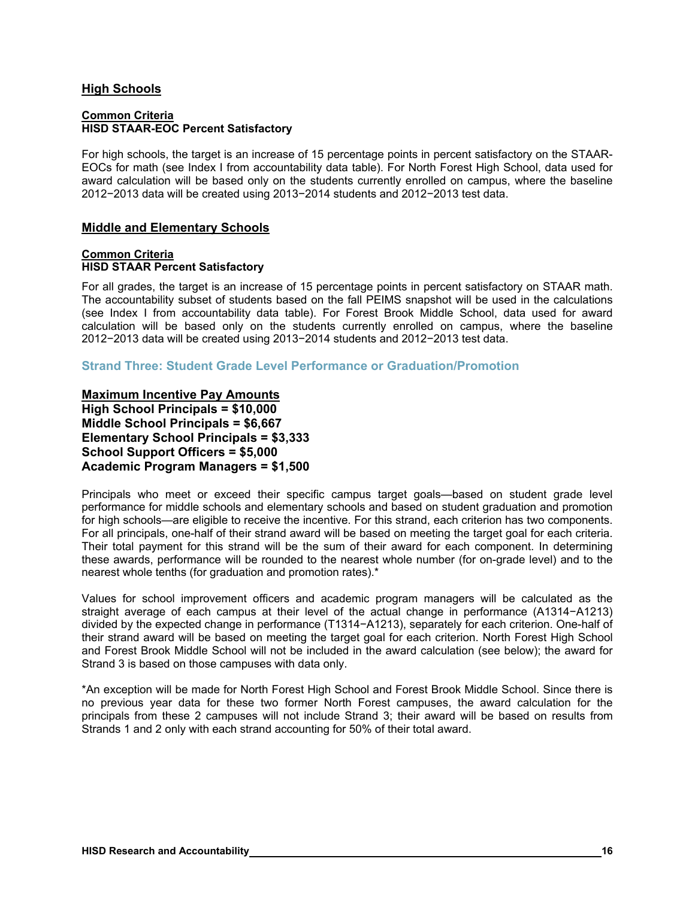### High Schools

**Common Criteria**
**HISD STAAR-EOC Percent Satisfactory**

For high schools, the target is an increase of 15 percentage points in percent satisfactory on the STAAR-EOCs for math (see Index I from accountability data table). For North Forest High School, data used for award calculation will be based only on the students currently enrolled on campus, where the baseline 2012−2013 data will be created using 2013−2014 students and 2012−2013 test data.

### Middle and Elementary Schools

**Common Criteria**
**HISD STAAR Percent Satisfactory**

For all grades, the target is an increase of 15 percentage points in percent satisfactory on STAAR math. The accountability subset of students based on the fall PEIMS snapshot will be used in the calculations (see Index I from accountability data table). For Forest Brook Middle School, data used for award calculation will be based only on the students currently enrolled on campus, where the baseline 2012−2013 data will be created using 2013−2014 students and 2012−2013 test data.

## Strand Three: Student Grade Level Performance or Graduation/Promotion

**Maximum Incentive Pay Amounts**
**High School Principals = $10,000**
**Middle School Principals = $6,667**
**Elementary School Principals = $3,333**
**School Support Officers = $5,000**
**Academic Program Managers = $1,500**

Principals who meet or exceed their specific campus target goals—based on student grade level performance for middle schools and elementary schools and based on student graduation and promotion for high schools—are eligible to receive the incentive. For this strand, each criterion has two components. For all principals, one-half of their strand award will be based on meeting the target goal for each criteria. Their total payment for this strand will be the sum of their award for each component. In determining these awards, performance will be rounded to the nearest whole number (for on-grade level) and to the nearest whole tenths (for graduation and promotion rates).*

Values for school improvement officers and academic program managers will be calculated as the straight average of each campus at their level of the actual change in performance (A1314−A1213) divided by the expected change in performance (T1314−A1213), separately for each criterion. One-half of their strand award will be based on meeting the target goal for each criterion. North Forest High School and Forest Brook Middle School will not be included in the award calculation (see below); the award for Strand 3 is based on those campuses with data only.

*An exception will be made for North Forest High School and Forest Brook Middle School. Since there is no previous year data for these two former North Forest campuses, the award calculation for the principals from these 2 campuses will not include Strand 3; their award will be based on results from Strands 1 and 2 only with each strand accounting for 50% of their total award.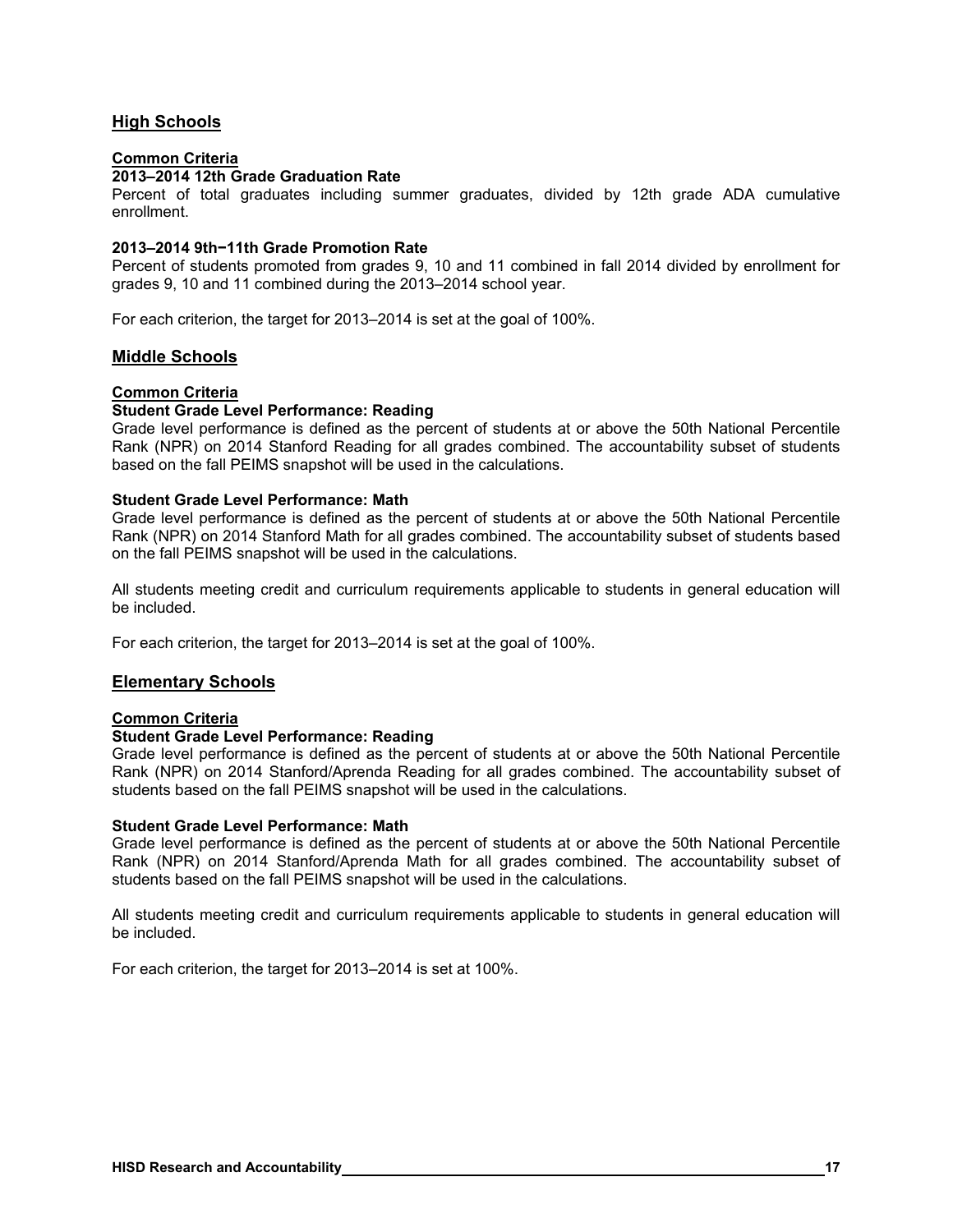## High Schools

**Common Criteria**

**2013–2014 12th Grade Graduation Rate**

Percent of total graduates including summer graduates, divided by 12th grade ADA cumulative enrollment.

**2013–2014 9th−11th Grade Promotion Rate**

Percent of students promoted from grades 9, 10 and 11 combined in fall 2014 divided by enrollment for grades 9, 10 and 11 combined during the 2013–2014 school year.

For each criterion, the target for 2013–2014 is set at the goal of 100%.

## Middle Schools

**Common Criteria**

**Student Grade Level Performance: Reading**

Grade level performance is defined as the percent of students at or above the 50th National Percentile Rank (NPR) on 2014 Stanford Reading for all grades combined. The accountability subset of students based on the fall PEIMS snapshot will be used in the calculations.

**Student Grade Level Performance: Math**

Grade level performance is defined as the percent of students at or above the 50th National Percentile Rank (NPR) on 2014 Stanford Math for all grades combined. The accountability subset of students based on the fall PEIMS snapshot will be used in the calculations.

All students meeting credit and curriculum requirements applicable to students in general education will be included.

For each criterion, the target for 2013–2014 is set at the goal of 100%.

## Elementary Schools

**Common Criteria**

**Student Grade Level Performance: Reading**

Grade level performance is defined as the percent of students at or above the 50th National Percentile Rank (NPR) on 2014 Stanford/Aprenda Reading for all grades combined. The accountability subset of students based on the fall PEIMS snapshot will be used in the calculations.

**Student Grade Level Performance: Math**

Grade level performance is defined as the percent of students at or above the 50th National Percentile Rank (NPR) on 2014 Stanford/Aprenda Math for all grades combined. The accountability subset of students based on the fall PEIMS snapshot will be used in the calculations.

All students meeting credit and curriculum requirements applicable to students in general education will be included.

For each criterion, the target for 2013–2014 is set at 100%.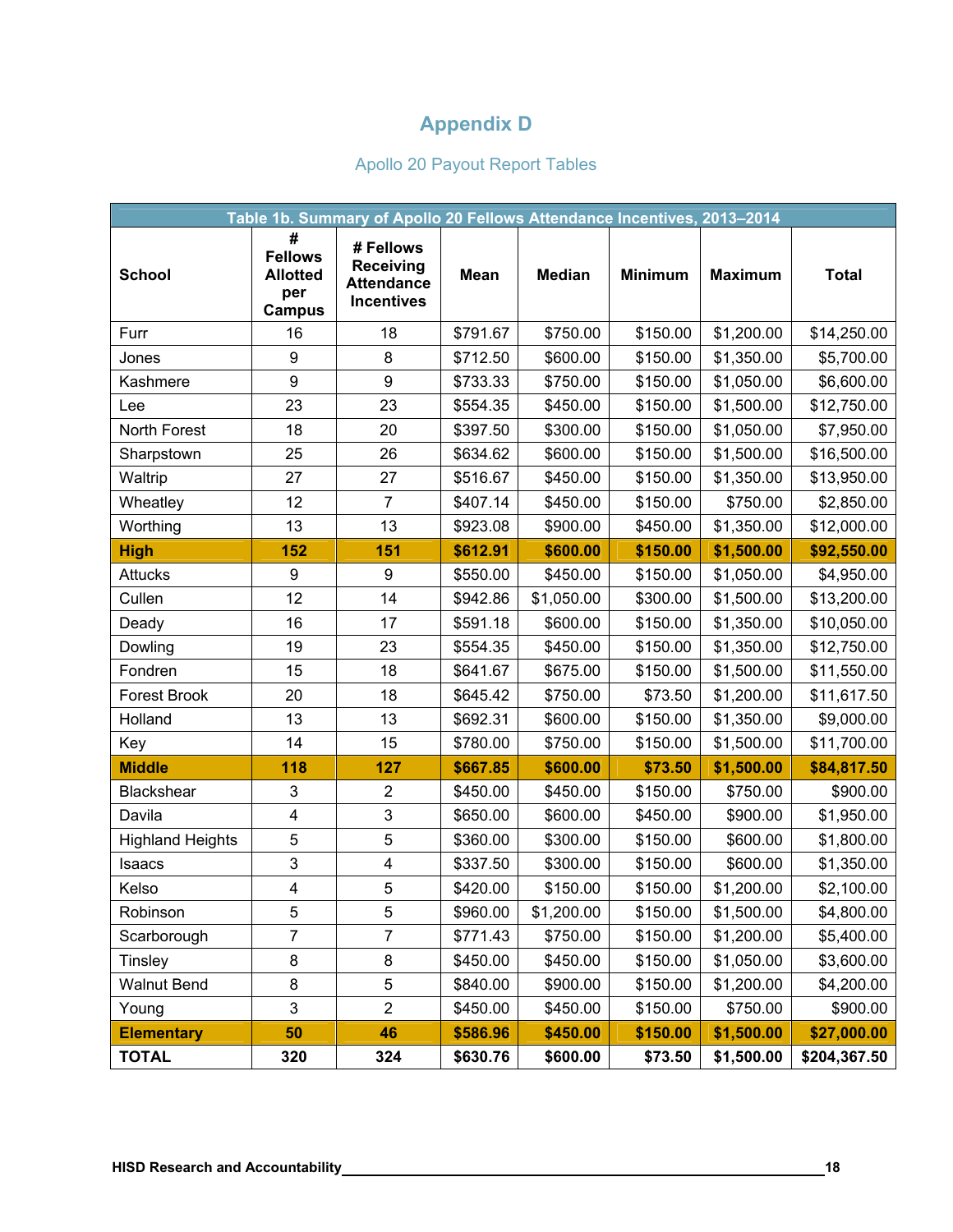# Appendix D

Apollo 20 Payout Report Tables

| Table 1b. Summary of Apollo 20 Fellows Attendance Incentives, 2013–2014 | | | | | | | |
|---|---|---|---|---|---|---|---|
| **School** | **# Fellows Allotted per Campus** | **# Fellows Receiving Attendance Incentives** | **Mean** | **Median** | **Minimum** | **Maximum** | **Total** |
| Furr | 16 | 18 | $791.67 | $750.00 | $150.00 | $1,200.00 | $14,250.00 |
| Jones | 9 | 8 | $712.50 | $600.00 | $150.00 | $1,350.00 | $5,700.00 |
| Kashmere | 9 | 9 | $733.33 | $750.00 | $150.00 | $1,050.00 | $6,600.00 |
| Lee | 23 | 23 | $554.35 | $450.00 | $150.00 | $1,500.00 | $12,750.00 |
| North Forest | 18 | 20 | $397.50 | $300.00 | $150.00 | $1,050.00 | $7,950.00 |
| Sharpstown | 25 | 26 | $634.62 | $600.00 | $150.00 | $1,500.00 | $16,500.00 |
| Waltrip | 27 | 27 | $516.67 | $450.00 | $150.00 | $1,350.00 | $13,950.00 |
| Wheatley | 12 | 7 | $407.14 | $450.00 | $150.00 | $750.00 | $2,850.00 |
| Worthing | 13 | 13 | $923.08 | $900.00 | $450.00 | $1,350.00 | $12,000.00 |
| **High** | **152** | **151** | **$612.91** | **$600.00** | **$150.00** | **$1,500.00** | **$92,550.00** |
| Attucks | 9 | 9 | $550.00 | $450.00 | $150.00 | $1,050.00 | $4,950.00 |
| Cullen | 12 | 14 | $942.86 | $1,050.00 | $300.00 | $1,500.00 | $13,200.00 |
| Deady | 16 | 17 | $591.18 | $600.00 | $150.00 | $1,350.00 | $10,050.00 |
| Dowling | 19 | 23 | $554.35 | $450.00 | $150.00 | $1,350.00 | $12,750.00 |
| Fondren | 15 | 18 | $641.67 | $675.00 | $150.00 | $1,500.00 | $11,550.00 |
| Forest Brook | 20 | 18 | $645.42 | $750.00 | $73.50 | $1,200.00 | $11,617.50 |
| Holland | 13 | 13 | $692.31 | $600.00 | $150.00 | $1,350.00 | $9,000.00 |
| Key | 14 | 15 | $780.00 | $750.00 | $150.00 | $1,500.00 | $11,700.00 |
| **Middle** | **118** | **127** | **$667.85** | **$600.00** | **$73.50** | **$1,500.00** | **$84,817.50** |
| Blackshear | 3 | 2 | $450.00 | $450.00 | $150.00 | $750.00 | $900.00 |
| Davila | 4 | 3 | $650.00 | $600.00 | $450.00 | $900.00 | $1,950.00 |
| Highland Heights | 5 | 5 | $360.00 | $300.00 | $150.00 | $600.00 | $1,800.00 |
| Isaacs | 3 | 4 | $337.50 | $300.00 | $150.00 | $600.00 | $1,350.00 |
| Kelso | 4 | 5 | $420.00 | $150.00 | $150.00 | $1,200.00 | $2,100.00 |
| Robinson | 5 | 5 | $960.00 | $1,200.00 | $150.00 | $1,500.00 | $4,800.00 |
| Scarborough | 7 | 7 | $771.43 | $750.00 | $150.00 | $1,200.00 | $5,400.00 |
| Tinsley | 8 | 8 | $450.00 | $450.00 | $150.00 | $1,050.00 | $3,600.00 |
| Walnut Bend | 8 | 5 | $840.00 | $900.00 | $150.00 | $1,200.00 | $4,200.00 |
| Young | 3 | 2 | $450.00 | $450.00 | $150.00 | $750.00 | $900.00 |
| **Elementary** | **50** | **46** | **$586.96** | **$450.00** | **$150.00** | **$1,500.00** | **$27,000.00** |
| **TOTAL** | **320** | **324** | **$630.76** | **$600.00** | **$73.50** | **$1,500.00** | **$204,367.50** |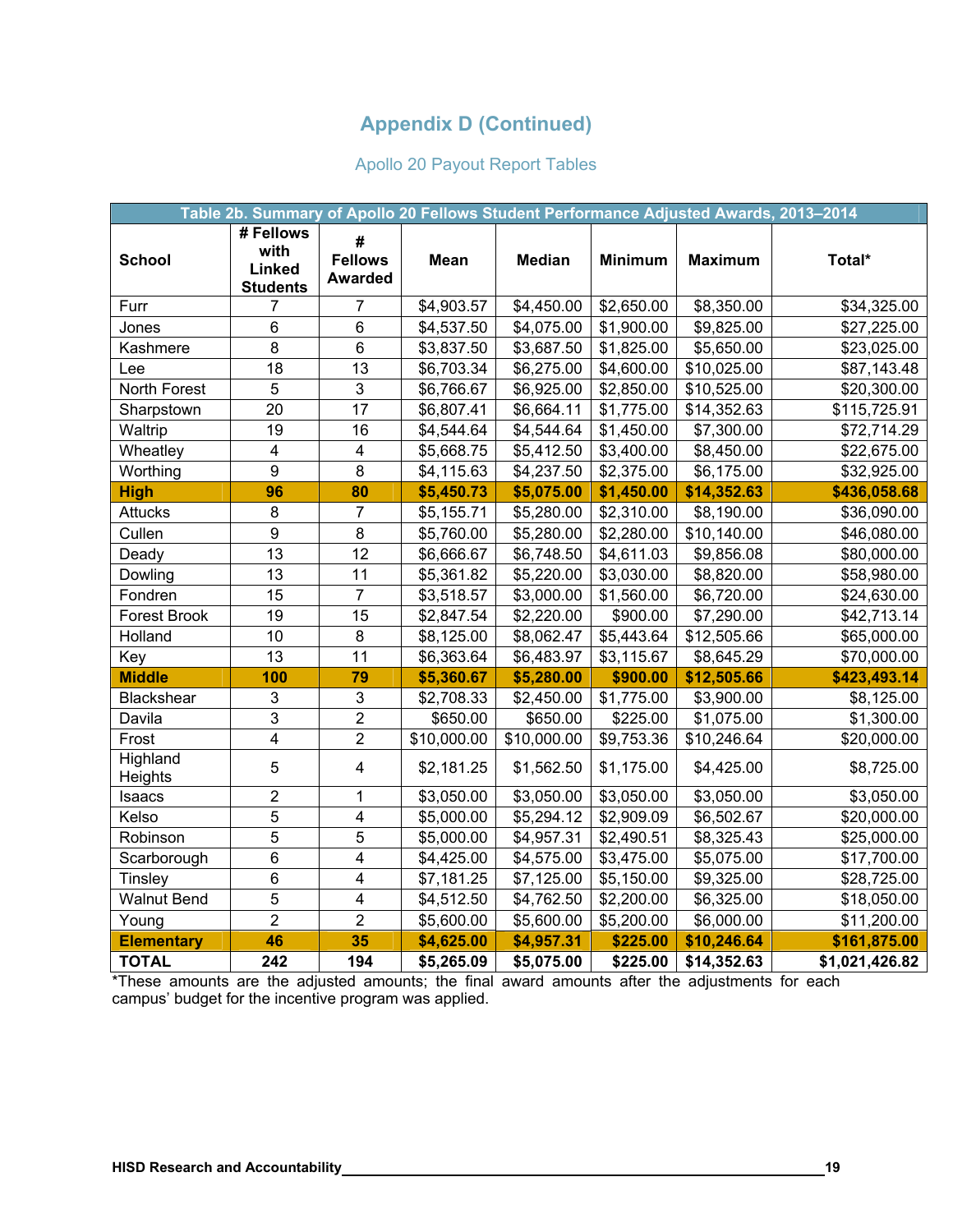# Appendix D (Continued)

## Apollo 20 Payout Report Tables

| Table 2b. Summary of Apollo 20 Fellows Student Performance Adjusted Awards, 2013–2014 | | | | | | | |
|---|---|---|---|---|---|---|---|
| School | # Fellows with Linked Students | # Fellows Awarded | Mean | Median | Minimum | Maximum | Total* |
| Furr | 7 | 7 | $4,903.57 | $4,450.00 | $2,650.00 | $8,350.00 | $34,325.00 |
| Jones | 6 | 6 | $4,537.50 | $4,075.00 | $1,900.00 | $9,825.00 | $27,225.00 |
| Kashmere | 8 | 6 | $3,837.50 | $3,687.50 | $1,825.00 | $5,650.00 | $23,025.00 |
| Lee | 18 | 13 | $6,703.34 | $6,275.00 | $4,600.00 | $10,025.00 | $87,143.48 |
| North Forest | 5 | 3 | $6,766.67 | $6,925.00 | $2,850.00 | $10,525.00 | $20,300.00 |
| Sharpstown | 20 | 17 | $6,807.41 | $6,664.11 | $1,775.00 | $14,352.63 | $115,725.91 |
| Waltrip | 19 | 16 | $4,544.64 | $4,544.64 | $1,450.00 | $7,300.00 | $72,714.29 |
| Wheatley | 4 | 4 | $5,668.75 | $5,412.50 | $3,400.00 | $8,450.00 | $22,675.00 |
| Worthing | 9 | 8 | $4,115.63 | $4,237.50 | $2,375.00 | $6,175.00 | $32,925.00 |
| **High** | **96** | **80** | **$5,450.73** | **$5,075.00** | **$1,450.00** | **$14,352.63** | **$436,058.68** |
| Attucks | 8 | 7 | $5,155.71 | $5,280.00 | $2,310.00 | $8,190.00 | $36,090.00 |
| Cullen | 9 | 8 | $5,760.00 | $5,280.00 | $2,280.00 | $10,140.00 | $46,080.00 |
| Deady | 13 | 12 | $6,666.67 | $6,748.50 | $4,611.03 | $9,856.08 | $80,000.00 |
| Dowling | 13 | 11 | $5,361.82 | $5,220.00 | $3,030.00 | $8,820.00 | $58,980.00 |
| Fondren | 15 | 7 | $3,518.57 | $3,000.00 | $1,560.00 | $6,720.00 | $24,630.00 |
| Forest Brook | 19 | 15 | $2,847.54 | $2,220.00 | $900.00 | $7,290.00 | $42,713.14 |
| Holland | 10 | 8 | $8,125.00 | $8,062.47 | $5,443.64 | $12,505.66 | $65,000.00 |
| Key | 13 | 11 | $6,363.64 | $6,483.97 | $3,115.67 | $8,645.29 | $70,000.00 |
| **Middle** | **100** | **79** | **$5,360.67** | **$5,280.00** | **$900.00** | **$12,505.66** | **$423,493.14** |
| Blackshear | 3 | 3 | $2,708.33 | $2,450.00 | $1,775.00 | $3,900.00 | $8,125.00 |
| Davila | 3 | 2 | $650.00 | $650.00 | $225.00 | $1,075.00 | $1,300.00 |
| Frost | 4 | 2 | $10,000.00 | $10,000.00 | $9,753.36 | $10,246.64 | $20,000.00 |
| Highland Heights | 5 | 4 | $2,181.25 | $1,562.50 | $1,175.00 | $4,425.00 | $8,725.00 |
| Isaacs | 2 | 1 | $3,050.00 | $3,050.00 | $3,050.00 | $3,050.00 | $3,050.00 |
| Kelso | 5 | 4 | $5,000.00 | $5,294.12 | $2,909.09 | $6,502.67 | $20,000.00 |
| Robinson | 5 | 5 | $5,000.00 | $4,957.31 | $2,490.51 | $8,325.43 | $25,000.00 |
| Scarborough | 6 | 4 | $4,425.00 | $4,575.00 | $3,475.00 | $5,075.00 | $17,700.00 |
| Tinsley | 6 | 4 | $7,181.25 | $7,125.00 | $5,150.00 | $9,325.00 | $28,725.00 |
| Walnut Bend | 5 | 4 | $4,512.50 | $4,762.50 | $2,200.00 | $6,325.00 | $18,050.00 |
| Young | 2 | 2 | $5,600.00 | $5,600.00 | $5,200.00 | $6,000.00 | $11,200.00 |
| **Elementary** | **46** | **35** | **$4,625.00** | **$4,957.31** | **$225.00** | **$10,246.64** | **$161,875.00** |
| **TOTAL** | **242** | **194** | **$5,265.09** | **$5,075.00** | **$225.00** | **$14,352.63** | **$1,021,426.82** |

*These amounts are the adjusted amounts; the final award amounts after the adjustments for each campus' budget for the incentive program was applied.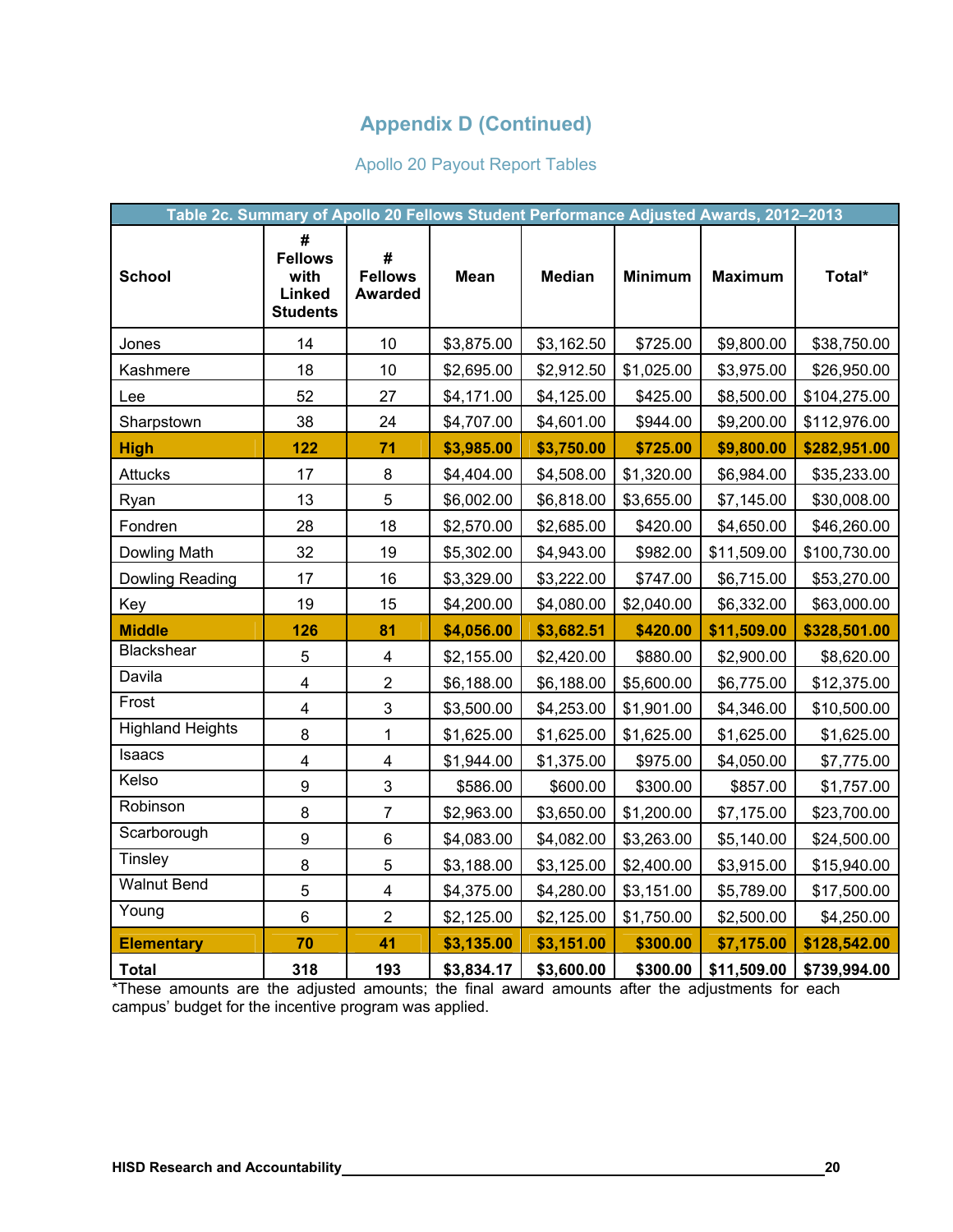# Appendix D (Continued)

## Apollo 20 Payout Report Tables

| Table 2c. Summary of Apollo 20 Fellows Student Performance Adjusted Awards, 2012–2013 | | | | | | | |
|---|---|---|---|---|---|---|---|
| **School** | **# Fellows with Linked Students** | **# Fellows Awarded** | **Mean** | **Median** | **Minimum** | **Maximum** | **Total*** |
| Jones | 14 | 10 | $3,875.00 | $3,162.50 | $725.00 | $9,800.00 | $38,750.00 |
| Kashmere | 18 | 10 | $2,695.00 | $2,912.50 | $1,025.00 | $3,975.00 | $26,950.00 |
| Lee | 52 | 27 | $4,171.00 | $4,125.00 | $425.00 | $8,500.00 | $104,275.00 |
| Sharpstown | 38 | 24 | $4,707.00 | $4,601.00 | $944.00 | $9,200.00 | $112,976.00 |
| **High** | **122** | **71** | **$3,985.00** | **$3,750.00** | **$725.00** | **$9,800.00** | **$282,951.00** |
| Attucks | 17 | 8 | $4,404.00 | $4,508.00 | $1,320.00 | $6,984.00 | $35,233.00 |
| Ryan | 13 | 5 | $6,002.00 | $6,818.00 | $3,655.00 | $7,145.00 | $30,008.00 |
| Fondren | 28 | 18 | $2,570.00 | $2,685.00 | $420.00 | $4,650.00 | $46,260.00 |
| Dowling Math | 32 | 19 | $5,302.00 | $4,943.00 | $982.00 | $11,509.00 | $100,730.00 |
| Dowling Reading | 17 | 16 | $3,329.00 | $3,222.00 | $747.00 | $6,715.00 | $53,270.00 |
| Key | 19 | 15 | $4,200.00 | $4,080.00 | $2,040.00 | $6,332.00 | $63,000.00 |
| **Middle** | **126** | **81** | **$4,056.00** | **$3,682.51** | **$420.00** | **$11,509.00** | **$328,501.00** |
| Blackshear | 5 | 4 | $2,155.00 | $2,420.00 | $880.00 | $2,900.00 | $8,620.00 |
| Davila | 4 | 2 | $6,188.00 | $6,188.00 | $5,600.00 | $6,775.00 | $12,375.00 |
| Frost | 4 | 3 | $3,500.00 | $4,253.00 | $1,901.00 | $4,346.00 | $10,500.00 |
| Highland Heights | 8 | 1 | $1,625.00 | $1,625.00 | $1,625.00 | $1,625.00 | $1,625.00 |
| Isaacs | 4 | 4 | $1,944.00 | $1,375.00 | $975.00 | $4,050.00 | $7,775.00 |
| Kelso | 9 | 3 | $586.00 | $600.00 | $300.00 | $857.00 | $1,757.00 |
| Robinson | 8 | 7 | $2,963.00 | $3,650.00 | $1,200.00 | $7,175.00 | $23,700.00 |
| Scarborough | 9 | 6 | $4,083.00 | $4,082.00 | $3,263.00 | $5,140.00 | $24,500.00 |
| Tinsley | 8 | 5 | $3,188.00 | $3,125.00 | $2,400.00 | $3,915.00 | $15,940.00 |
| Walnut Bend | 5 | 4 | $4,375.00 | $4,280.00 | $3,151.00 | $5,789.00 | $17,500.00 |
| Young | 6 | 2 | $2,125.00 | $2,125.00 | $1,750.00 | $2,500.00 | $4,250.00 |
| **Elementary** | **70** | **41** | **$3,135.00** | **$3,151.00** | **$300.00** | **$7,175.00** | **$128,542.00** |
| **Total** | **318** | **193** | **$3,834.17** | **$3,600.00** | **$300.00** | **$11,509.00** | **$739,994.00** |

*These amounts are the adjusted amounts; the final award amounts after the adjustments for each campus' budget for the incentive program was applied.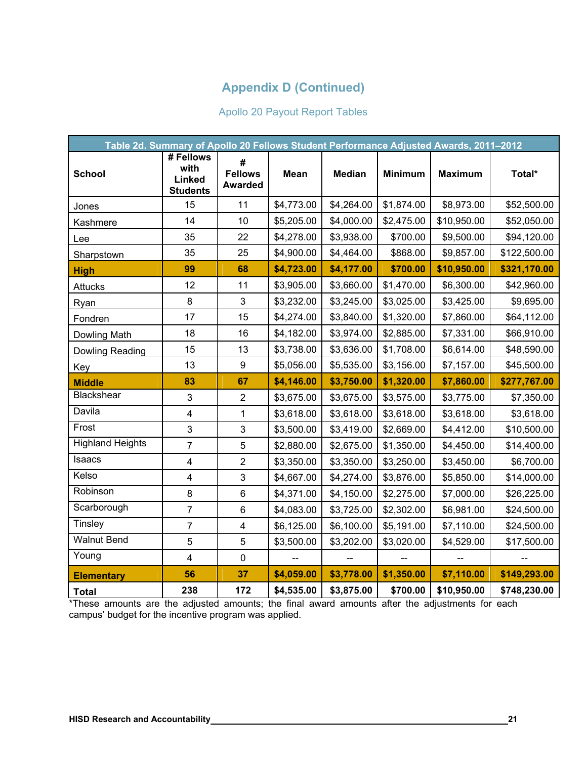# Appendix D (Continued)

## Apollo 20 Payout Report Tables

| Table 2d. Summary of Apollo 20 Fellows Student Performance Adjusted Awards, 2011–2012 | | | | | | | |
|---|---|---|---|---|---|---|---|
| **School** | **# Fellows with Linked Students** | **# Fellows Awarded** | **Mean** | **Median** | **Minimum** | **Maximum** | **Total*** |
| Jones | 15 | 11 | $4,773.00 | $4,264.00 | $1,874.00 | $8,973.00 | $52,500.00 |
| Kashmere | 14 | 10 | $5,205.00 | $4,000.00 | $2,475.00 | $10,950.00 | $52,050.00 |
| Lee | 35 | 22 | $4,278.00 | $3,938.00 | $700.00 | $9,500.00 | $94,120.00 |
| Sharpstown | 35 | 25 | $4,900.00 | $4,464.00 | $868.00 | $9,857.00 | $122,500.00 |
| **High** | **99** | **68** | **$4,723.00** | **$4,177.00** | **$700.00** | **$10,950.00** | **$321,170.00** |
| Attucks | 12 | 11 | $3,905.00 | $3,660.00 | $1,470.00 | $6,300.00 | $42,960.00 |
| Ryan | 8 | 3 | $3,232.00 | $3,245.00 | $3,025.00 | $3,425.00 | $9,695.00 |
| Fondren | 17 | 15 | $4,274.00 | $3,840.00 | $1,320.00 | $7,860.00 | $64,112.00 |
| Dowling Math | 18 | 16 | $4,182.00 | $3,974.00 | $2,885.00 | $7,331.00 | $66,910.00 |
| Dowling Reading | 15 | 13 | $3,738.00 | $3,636.00 | $1,708.00 | $6,614.00 | $48,590.00 |
| Key | 13 | 9 | $5,056.00 | $5,535.00 | $3,156.00 | $7,157.00 | $45,500.00 |
| **Middle** | **83** | **67** | **$4,146.00** | **$3,750.00** | **$1,320.00** | **$7,860.00** | **$277,767.00** |
| Blackshear | 3 | 2 | $3,675.00 | $3,675.00 | $3,575.00 | $3,775.00 | $7,350.00 |
| Davila | 4 | 1 | $3,618.00 | $3,618.00 | $3,618.00 | $3,618.00 | $3,618.00 |
| Frost | 3 | 3 | $3,500.00 | $3,419.00 | $2,669.00 | $4,412.00 | $10,500.00 |
| Highland Heights | 7 | 5 | $2,880.00 | $2,675.00 | $1,350.00 | $4,450.00 | $14,400.00 |
| Isaacs | 4 | 2 | $3,350.00 | $3,350.00 | $3,250.00 | $3,450.00 | $6,700.00 |
| Kelso | 4 | 3 | $4,667.00 | $4,274.00 | $3,876.00 | $5,850.00 | $14,000.00 |
| Robinson | 8 | 6 | $4,371.00 | $4,150.00 | $2,275.00 | $7,000.00 | $26,225.00 |
| Scarborough | 7 | 6 | $4,083.00 | $3,725.00 | $2,302.00 | $6,981.00 | $24,500.00 |
| Tinsley | 7 | 4 | $6,125.00 | $6,100.00 | $5,191.00 | $7,110.00 | $24,500.00 |
| Walnut Bend | 5 | 5 | $3,500.00 | $3,202.00 | $3,020.00 | $4,529.00 | $17,500.00 |
| Young | 4 | 0 | -- | -- | -- | -- | -- |
| **Elementary** | **56** | **37** | **$4,059.00** | **$3,778.00** | **$1,350.00** | **$7,110.00** | **$149,293.00** |
| **Total** | **238** | **172** | **$4,535.00** | **$3,875.00** | **$700.00** | **$10,950.00** | **$748,230.00** |

*These amounts are the adjusted amounts; the final award amounts after the adjustments for each campus' budget for the incentive program was applied.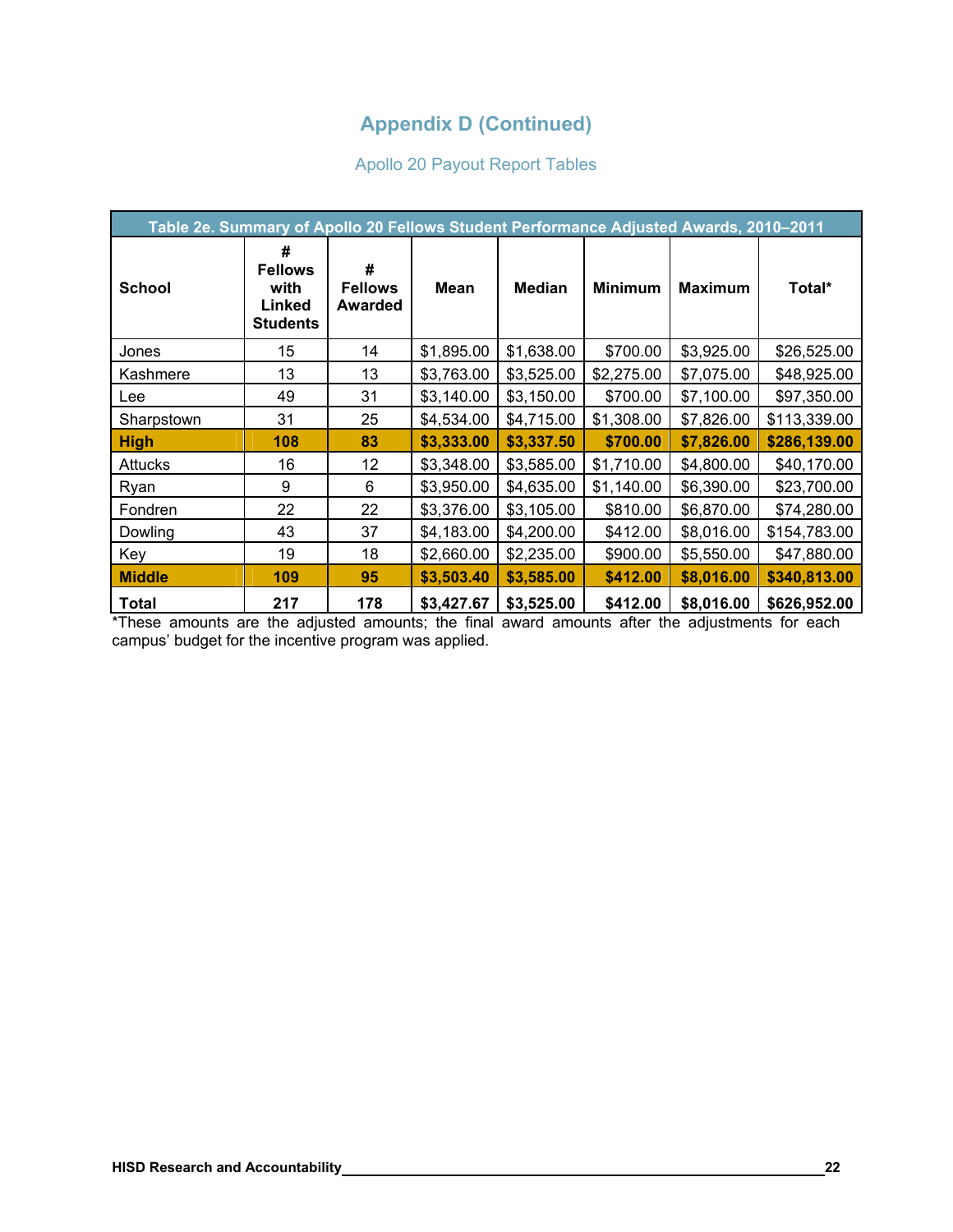## Appendix D (Continued)

### Apollo 20 Payout Report Tables

| Table 2e. Summary of Apollo 20 Fellows Student Performance Adjusted Awards, 2010–2011 | | | | | | | |
|---|---|---|---|---|---|---|---|
| **School** | **# Fellows with Linked Students** | **# Fellows Awarded** | **Mean** | **Median** | **Minimum** | **Maximum** | **Total*** |
| Jones | 15 | 14 | $1,895.00 | $1,638.00 | $700.00 | $3,925.00 | $26,525.00 |
| Kashmere | 13 | 13 | $3,763.00 | $3,525.00 | $2,275.00 | $7,075.00 | $48,925.00 |
| Lee | 49 | 31 | $3,140.00 | $3,150.00 | $700.00 | $7,100.00 | $97,350.00 |
| Sharpstown | 31 | 25 | $4,534.00 | $4,715.00 | $1,308.00 | $7,826.00 | $113,339.00 |
| **High** | **108** | **83** | **$3,333.00** | **$3,337.50** | **$700.00** | **$7,826.00** | **$286,139.00** |
| Attucks | 16 | 12 | $3,348.00 | $3,585.00 | $1,710.00 | $4,800.00 | $40,170.00 |
| Ryan | 9 | 6 | $3,950.00 | $4,635.00 | $1,140.00 | $6,390.00 | $23,700.00 |
| Fondren | 22 | 22 | $3,376.00 | $3,105.00 | $810.00 | $6,870.00 | $74,280.00 |
| Dowling | 43 | 37 | $4,183.00 | $4,200.00 | $412.00 | $8,016.00 | $154,783.00 |
| Key | 19 | 18 | $2,660.00 | $2,235.00 | $900.00 | $5,550.00 | $47,880.00 |
| **Middle** | **109** | **95** | **$3,503.40** | **$3,585.00** | **$412.00** | **$8,016.00** | **$340,813.00** |
| **Total** | **217** | **178** | **$3,427.67** | **$3,525.00** | **$412.00** | **$8,016.00** | **$626,952.00** |

*These amounts are the adjusted amounts; the final award amounts after the adjustments for each campus' budget for the incentive program was applied.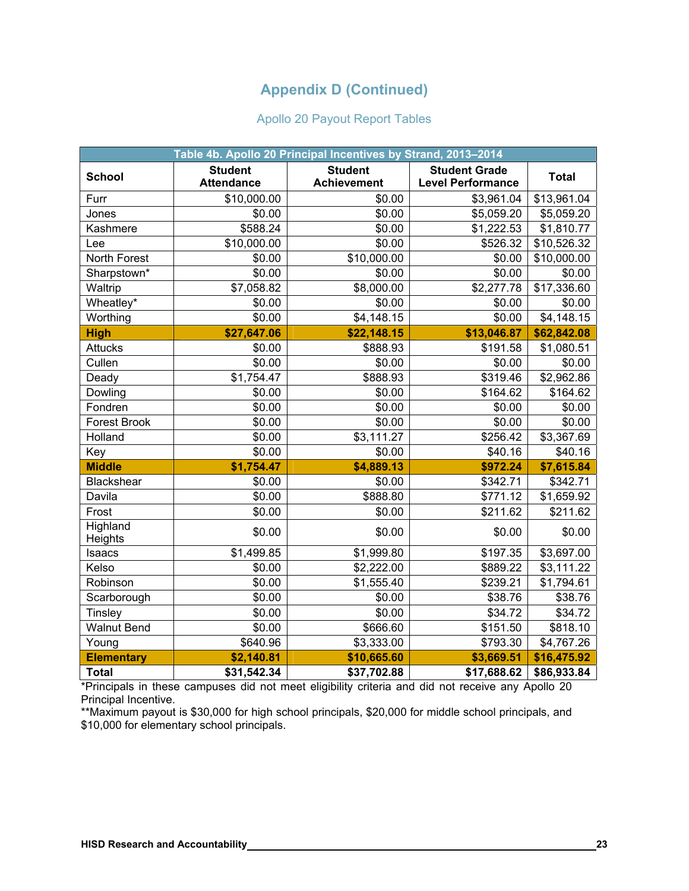# Appendix D (Continued)

## Apollo 20 Payout Report Tables

| Table 4b. Apollo 20 Principal Incentives by Strand, 2013–2014 | | | | |
|---|---|---|---|---|
| **School** | **Student Attendance** | **Student Achievement** | **Student Grade Level Performance** | **Total** |
| Furr | $10,000.00 | $0.00 | $3,961.04 | $13,961.04 |
| Jones | $0.00 | $0.00 | $5,059.20 | $5,059.20 |
| Kashmere | $588.24 | $0.00 | $1,222.53 | $1,810.77 |
| Lee | $10,000.00 | $0.00 | $526.32 | $10,526.32 |
| North Forest | $0.00 | $10,000.00 | $0.00 | $10,000.00 |
| Sharpstown* | $0.00 | $0.00 | $0.00 | $0.00 |
| Waltrip | $7,058.82 | $8,000.00 | $2,277.78 | $17,336.60 |
| Wheatley* | $0.00 | $0.00 | $0.00 | $0.00 |
| Worthing | $0.00 | $4,148.15 | $0.00 | $4,148.15 |
| **High** | **$27,647.06** | **$22,148.15** | **$13,046.87** | **$62,842.08** |
| Attucks | $0.00 | $888.93 | $191.58 | $1,080.51 |
| Cullen | $0.00 | $0.00 | $0.00 | $0.00 |
| Deady | $1,754.47 | $888.93 | $319.46 | $2,962.86 |
| Dowling | $0.00 | $0.00 | $164.62 | $164.62 |
| Fondren | $0.00 | $0.00 | $0.00 | $0.00 |
| Forest Brook | $0.00 | $0.00 | $0.00 | $0.00 |
| Holland | $0.00 | $3,111.27 | $256.42 | $3,367.69 |
| Key | $0.00 | $0.00 | $40.16 | $40.16 |
| **Middle** | **$1,754.47** | **$4,889.13** | **$972.24** | **$7,615.84** |
| Blackshear | $0.00 | $0.00 | $342.71 | $342.71 |
| Davila | $0.00 | $888.80 | $771.12 | $1,659.92 |
| Frost | $0.00 | $0.00 | $211.62 | $211.62 |
| Highland Heights | $0.00 | $0.00 | $0.00 | $0.00 |
| Isaacs | $1,499.85 | $1,999.80 | $197.35 | $3,697.00 |
| Kelso | $0.00 | $2,222.00 | $889.22 | $3,111.22 |
| Robinson | $0.00 | $1,555.40 | $239.21 | $1,794.61 |
| Scarborough | $0.00 | $0.00 | $38.76 | $38.76 |
| Tinsley | $0.00 | $0.00 | $34.72 | $34.72 |
| Walnut Bend | $0.00 | $666.60 | $151.50 | $818.10 |
| Young | $640.96 | $3,333.00 | $793.30 | $4,767.26 |
| **Elementary** | **$2,140.81** | **$10,665.60** | **$3,669.51** | **$16,475.92** |
| **Total** | **$31,542.34** | **$37,702.88** | **$17,688.62** | **$86,933.84** |

*Principals in these campuses did not meet eligibility criteria and did not receive any Apollo 20 Principal Incentive.

**Maximum payout is $30,000 for high school principals, $20,000 for middle school principals, and $10,000 for elementary school principals.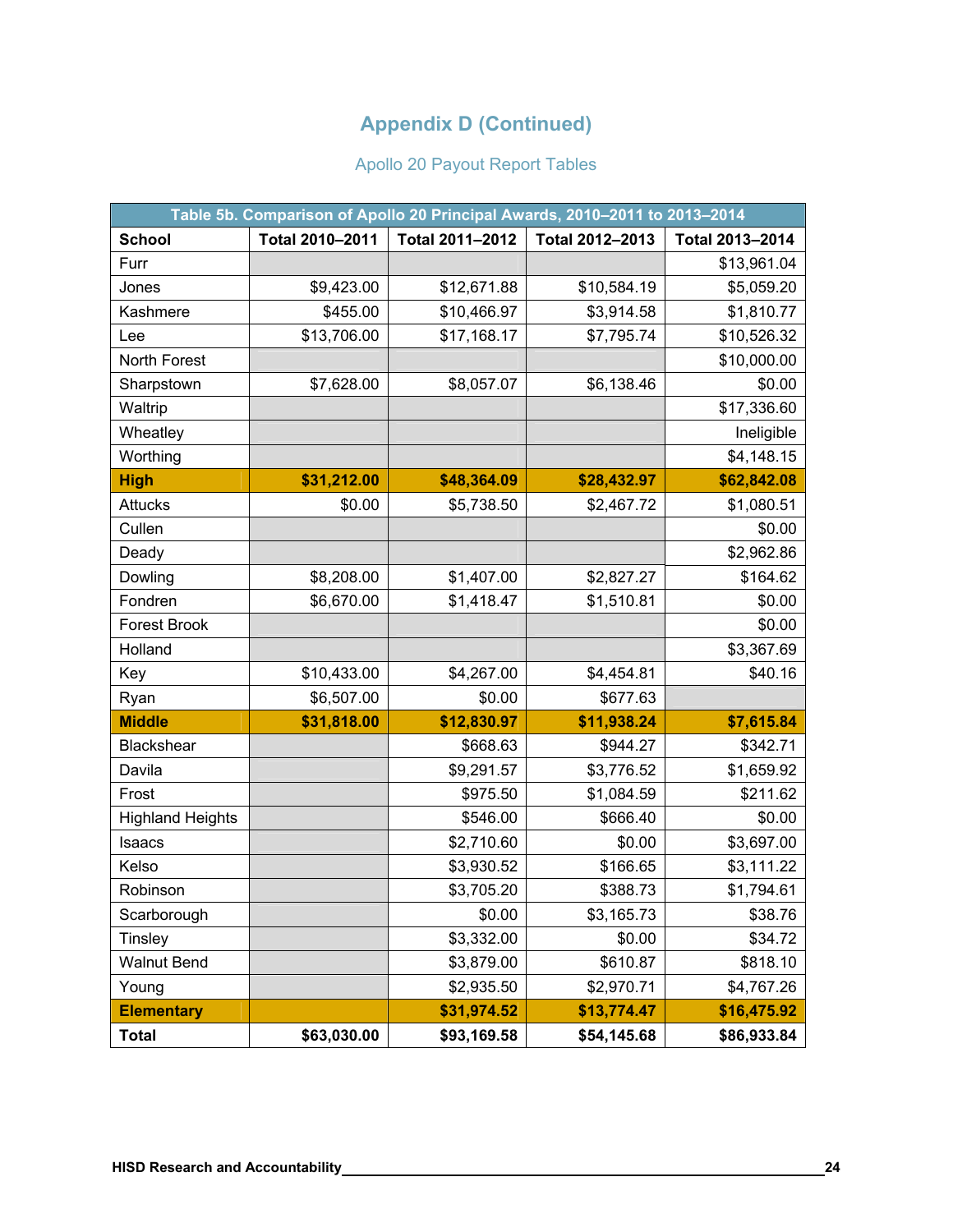## Appendix D (Continued)

### Apollo 20 Payout Report Tables

| Table 5b. Comparison of Apollo 20 Principal Awards, 2010–2011 to 2013–2014 | | | | |
|---|---|---|---|---|
| **School** | **Total 2010–2011** | **Total 2011–2012** | **Total 2012–2013** | **Total 2013–2014** |
| Furr | | | | $13,961.04 |
| Jones | $9,423.00 | $12,671.88 | $10,584.19 | $5,059.20 |
| Kashmere | $455.00 | $10,466.97 | $3,914.58 | $1,810.77 |
| Lee | $13,706.00 | $17,168.17 | $7,795.74 | $10,526.32 |
| North Forest | | | | $10,000.00 |
| Sharpstown | $7,628.00 | $8,057.07 | $6,138.46 | $0.00 |
| Waltrip | | | | $17,336.60 |
| Wheatley | | | | Ineligible |
| Worthing | | | | $4,148.15 |
| **High** | **$31,212.00** | **$48,364.09** | **$28,432.97** | **$62,842.08** |
| Attucks | $0.00 | $5,738.50 | $2,467.72 | $1,080.51 |
| Cullen | | | | $0.00 |
| Deady | | | | $2,962.86 |
| Dowling | $8,208.00 | $1,407.00 | $2,827.27 | $164.62 |
| Fondren | $6,670.00 | $1,418.47 | $1,510.81 | $0.00 |
| Forest Brook | | | | $0.00 |
| Holland | | | | $3,367.69 |
| Key | $10,433.00 | $4,267.00 | $4,454.81 | $40.16 |
| Ryan | $6,507.00 | $0.00 | $677.63 | |
| **Middle** | **$31,818.00** | **$12,830.97** | **$11,938.24** | **$7,615.84** |
| Blackshear | | $668.63 | $944.27 | $342.71 |
| Davila | | $9,291.57 | $3,776.52 | $1,659.92 |
| Frost | | $975.50 | $1,084.59 | $211.62 |
| Highland Heights | | $546.00 | $666.40 | $0.00 |
| Isaacs | | $2,710.60 | $0.00 | $3,697.00 |
| Kelso | | $3,930.52 | $166.65 | $3,111.22 |
| Robinson | | $3,705.20 | $388.73 | $1,794.61 |
| Scarborough | | $0.00 | $3,165.73 | $38.76 |
| Tinsley | | $3,332.00 | $0.00 | $34.72 |
| Walnut Bend | | $3,879.00 | $610.87 | $818.10 |
| Young | | $2,935.50 | $2,970.71 | $4,767.26 |
| **Elementary** | | **$31,974.52** | **$13,774.47** | **$16,475.92** |
| **Total** | **$63,030.00** | **$93,169.58** | **$54,145.68** | **$86,933.84** |